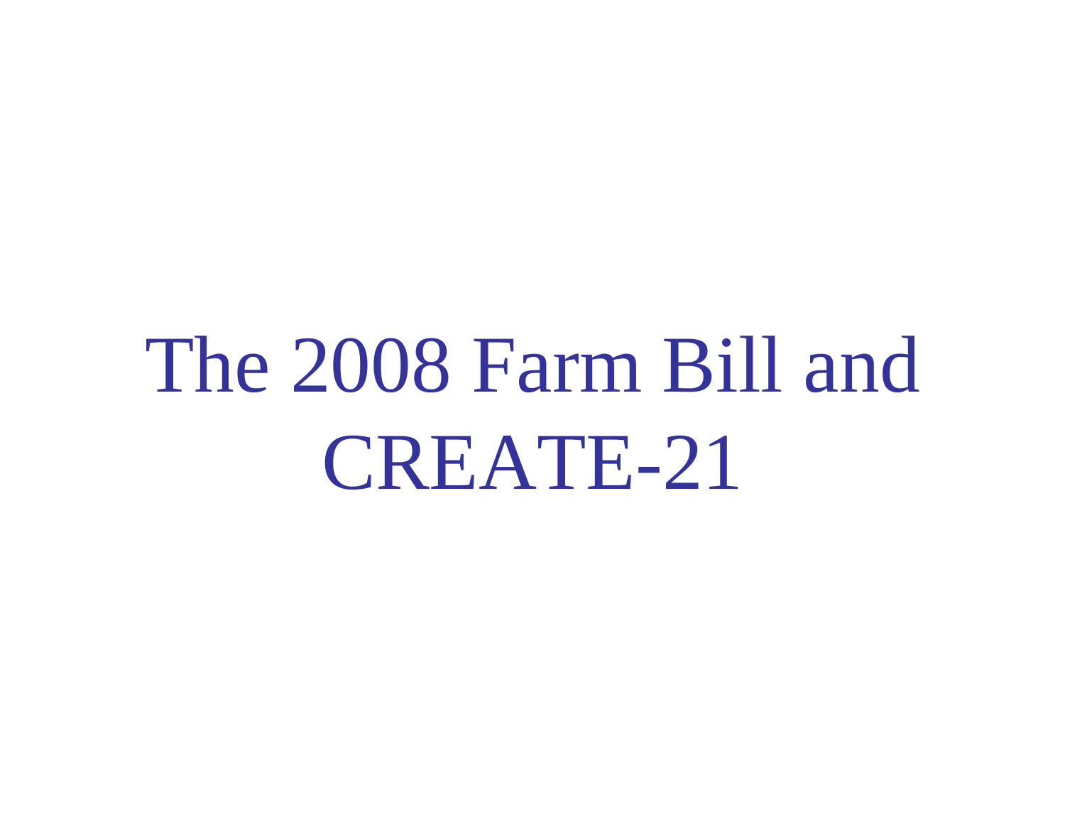# The 2008 Farm Bill and CREATE-21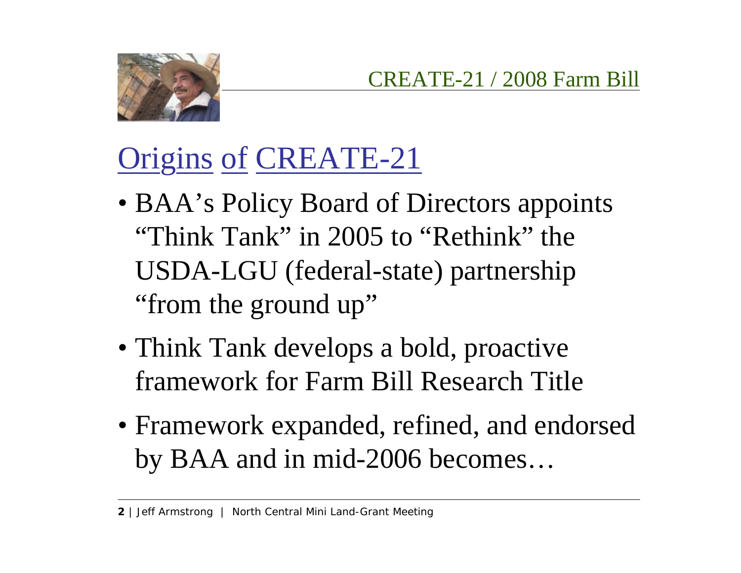CREATE-21 / 2008 Farm Bill

# Origins of CREATE-21

- BAA's Policy Board of Directors appoints "Think Tank" in 2005 to "Rethink" the USDA-LGU (federal-state) partnership "from the ground up"
- Think Tank develops a bold, proactive framework for Farm Bill Research Title
- Framework expanded, refined, and endorsed by BAA and in mid-2006 becomes…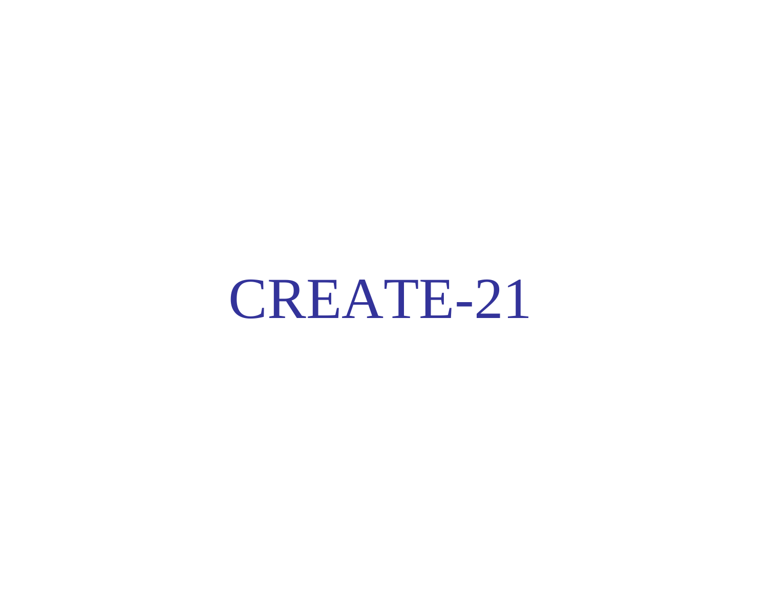# CREATE-21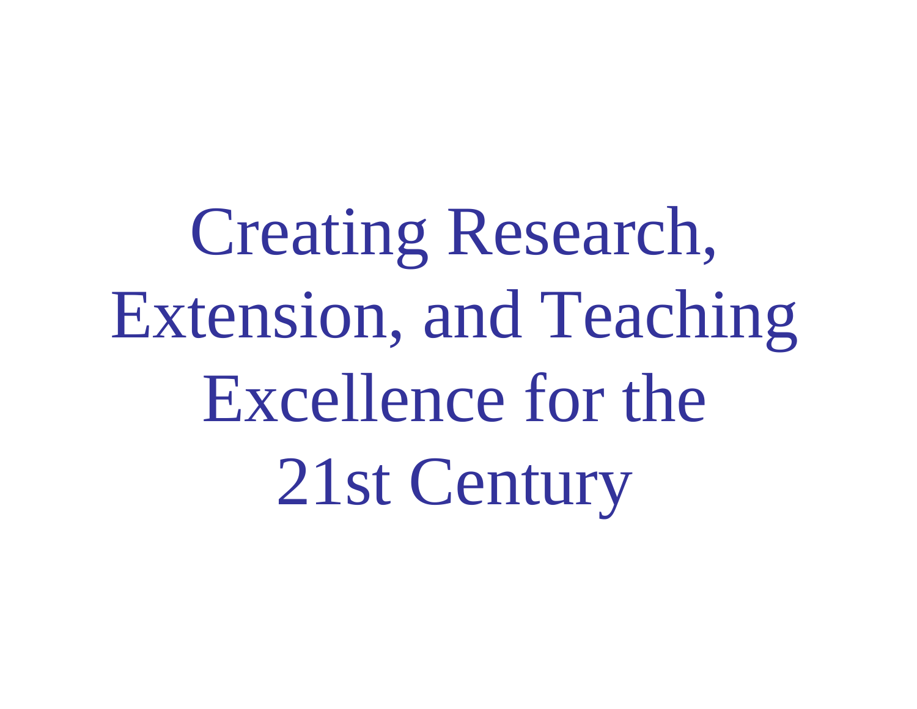# Creating Research, Extension, and Teaching Excellence for the 21st Century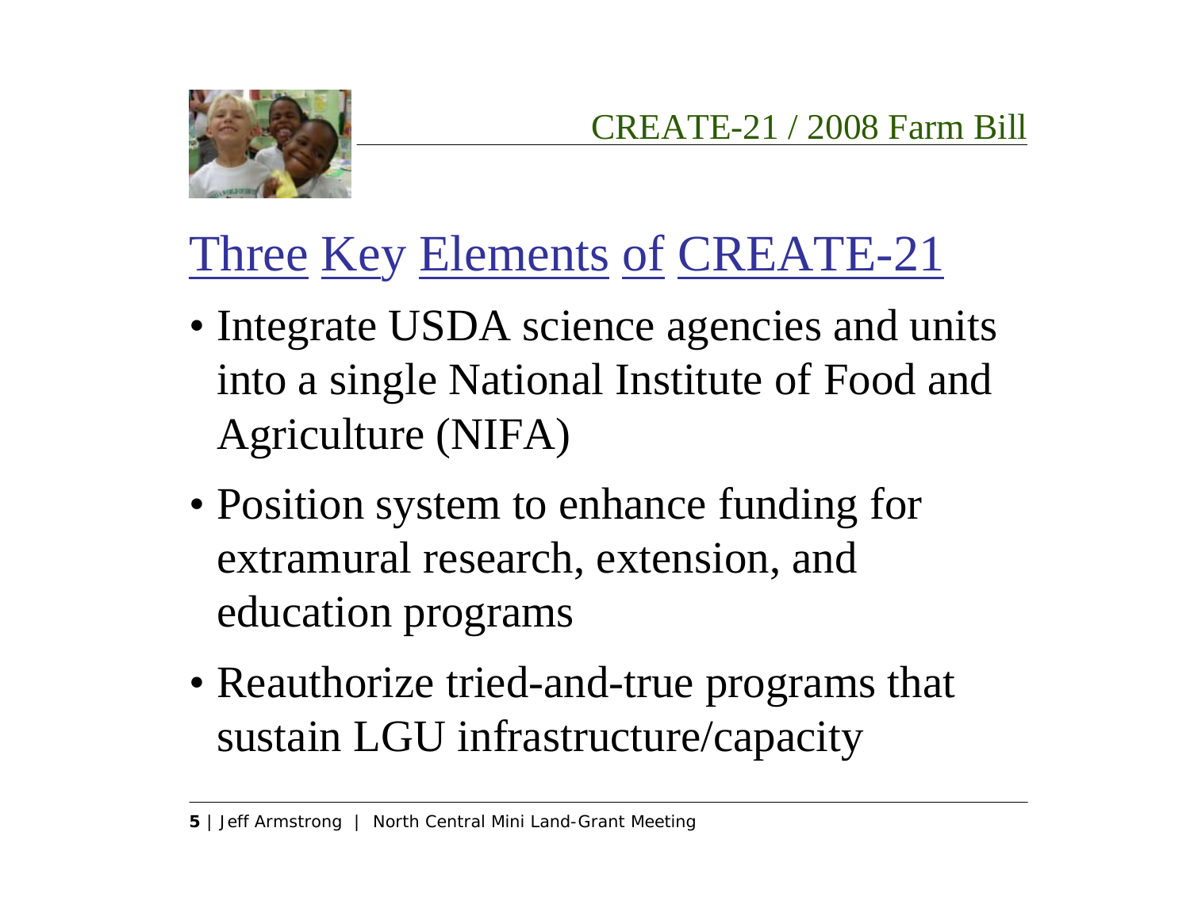## Three Key Elements of CREATE-21

- Integrate USDA science agencies and units into a single National Institute of Food and Agriculture (NIFA)
- Position system to enhance funding for extramural research, extension, and education programs
- Reauthorize tried-and-true programs that sustain LGU infrastructure/capacity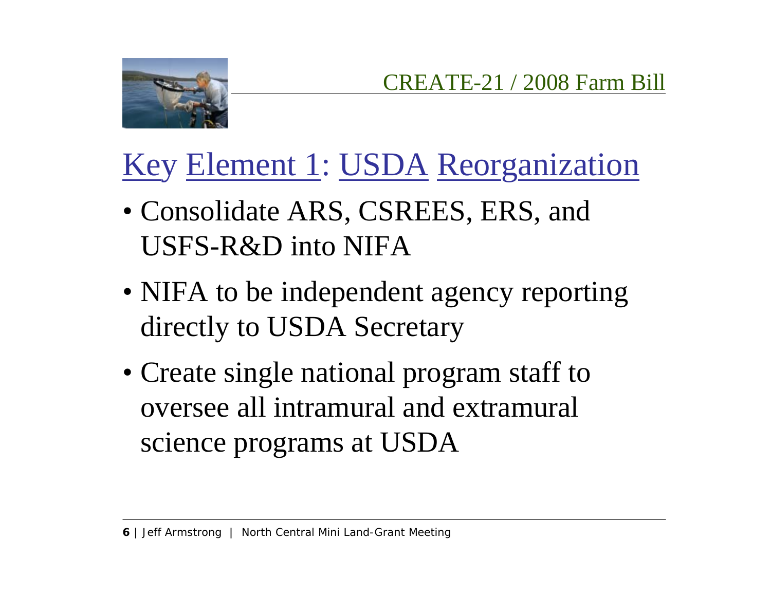CREATE-21 / 2008 Farm Bill

## Key Element 1: USDA Reorganization

- Consolidate ARS, CSREES, ERS, and USFS-R&D into NIFA
- NIFA to be independent agency reporting directly to USDA Secretary
- Create single national program staff to oversee all intramural and extramural science programs at USDA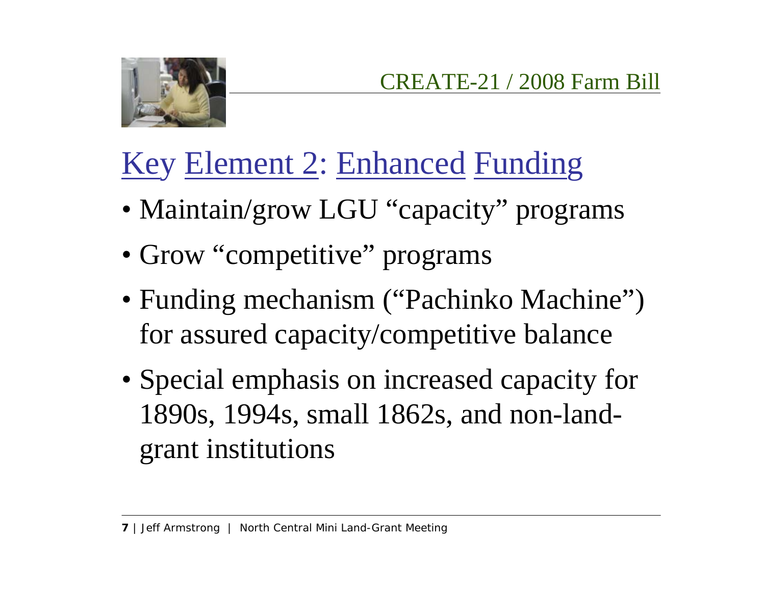CREATE-21 / 2008 Farm Bill

## Key Element 2: Enhanced Funding

- Maintain/grow LGU "capacity" programs
- Grow "competitive" programs
- Funding mechanism ("Pachinko Machine") for assured capacity/competitive balance
- Special emphasis on increased capacity for 1890s, 1994s, small 1862s, and non-land-grant institutions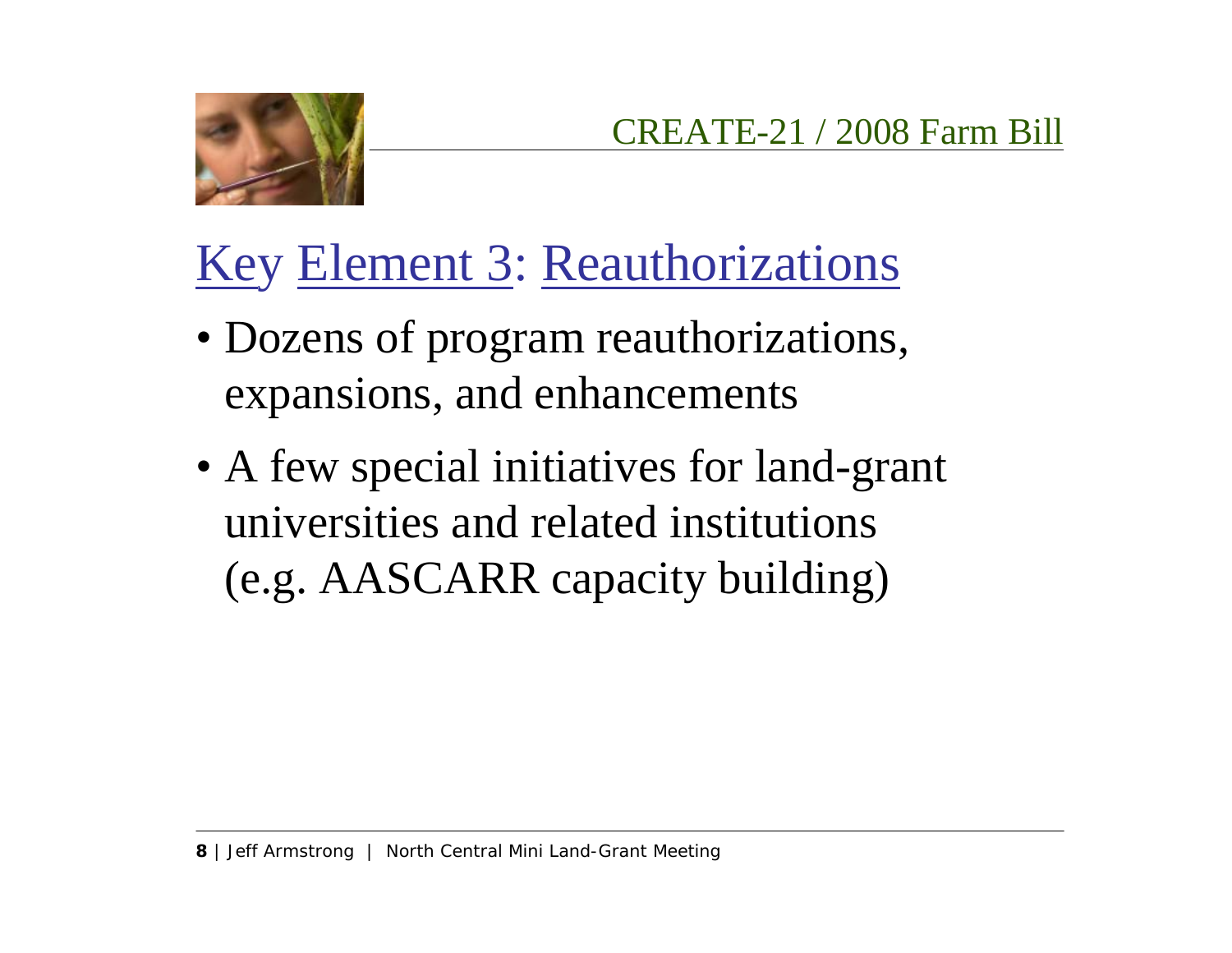CREATE-21 / 2008 Farm Bill

## Key Element 3: Reauthorizations

- Dozens of program reauthorizations, expansions, and enhancements
- A few special initiatives for land-grant universities and related institutions (e.g. AASCARR capacity building)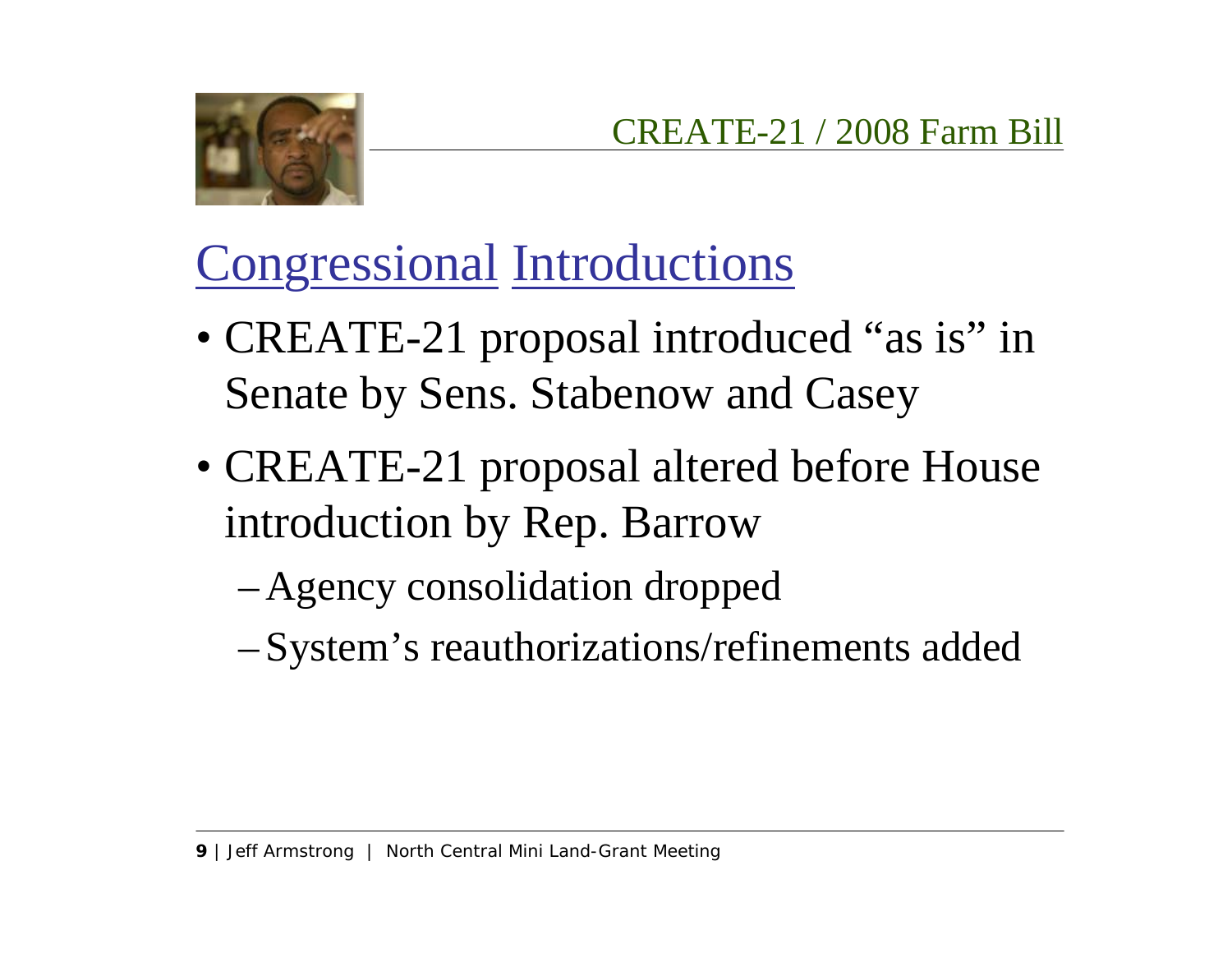## CREATE-21 / 2008 Farm Bill

# Congressional Introductions

- CREATE-21 proposal introduced "as is" in Senate by Sens. Stabenow and Casey
- CREATE-21 proposal altered before House introduction by Rep. Barrow
  - Agency consolidation dropped
  - System's reauthorizations/refinements added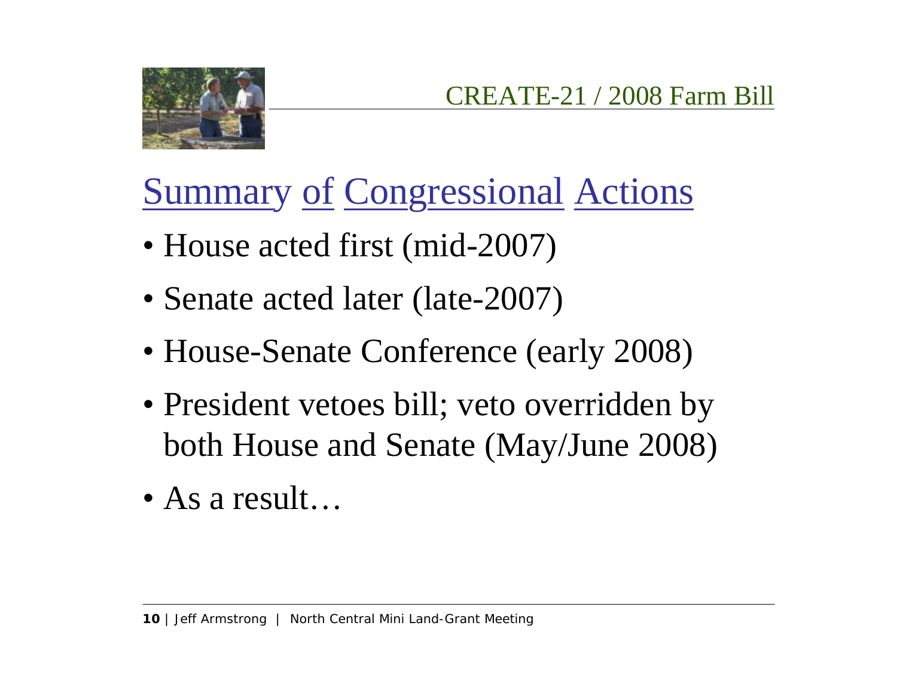CREATE-21 / 2008 Farm Bill

# Summary of Congressional Actions

- House acted first (mid-2007)
- Senate acted later (late-2007)
- House-Senate Conference (early 2008)
- President vetoes bill; veto overridden by both House and Senate (May/June 2008)
- As a result…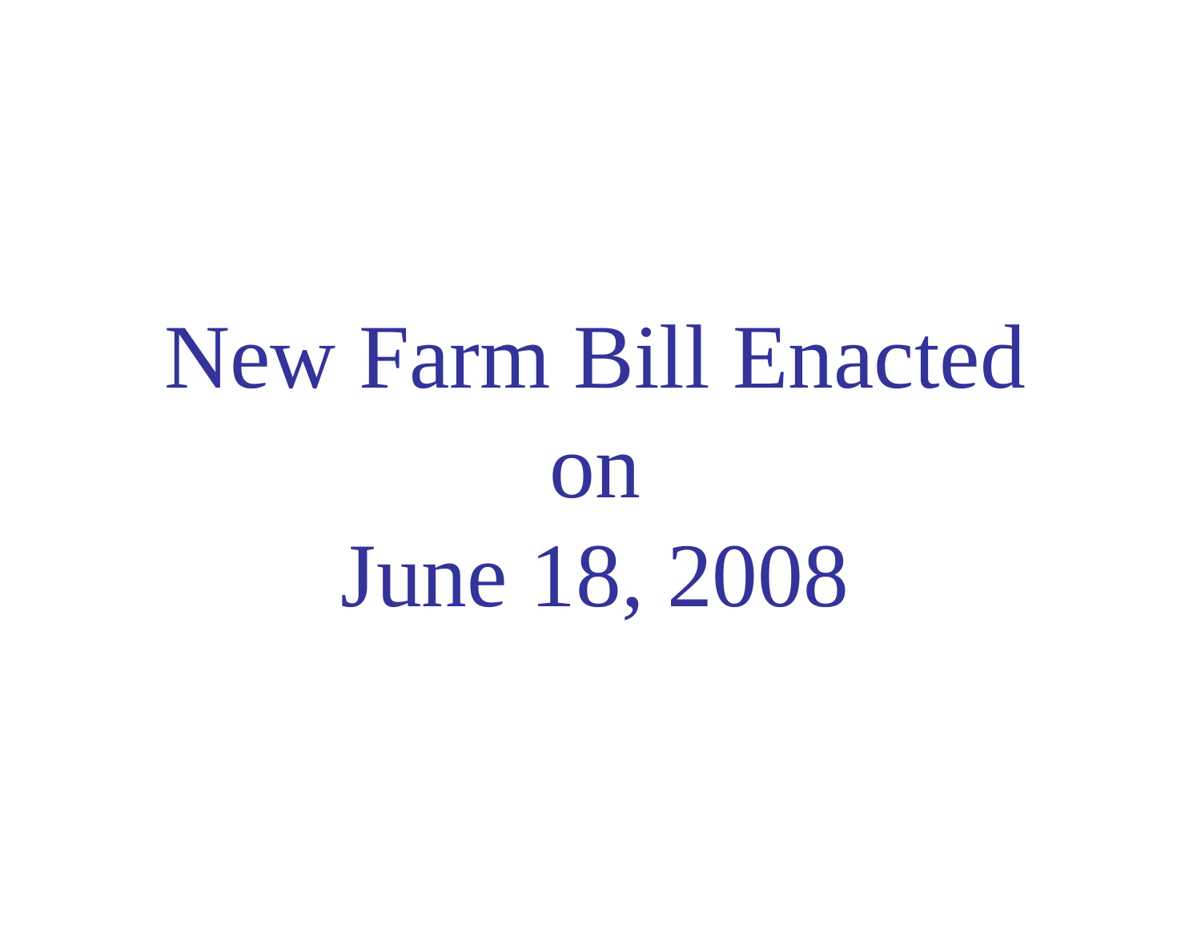# New Farm Bill Enacted
# on
# June 18, 2008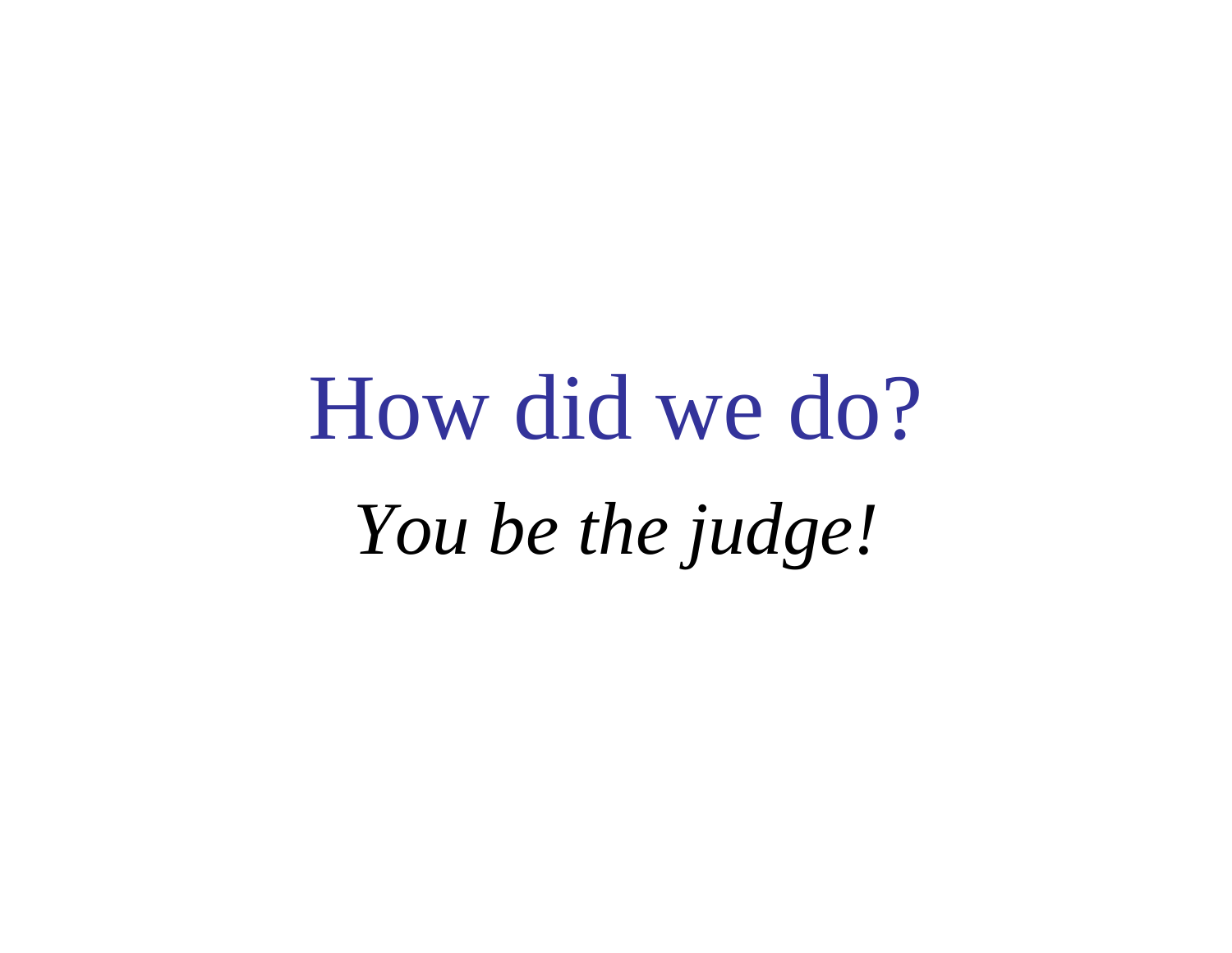# How did we do?

*You be the judge!*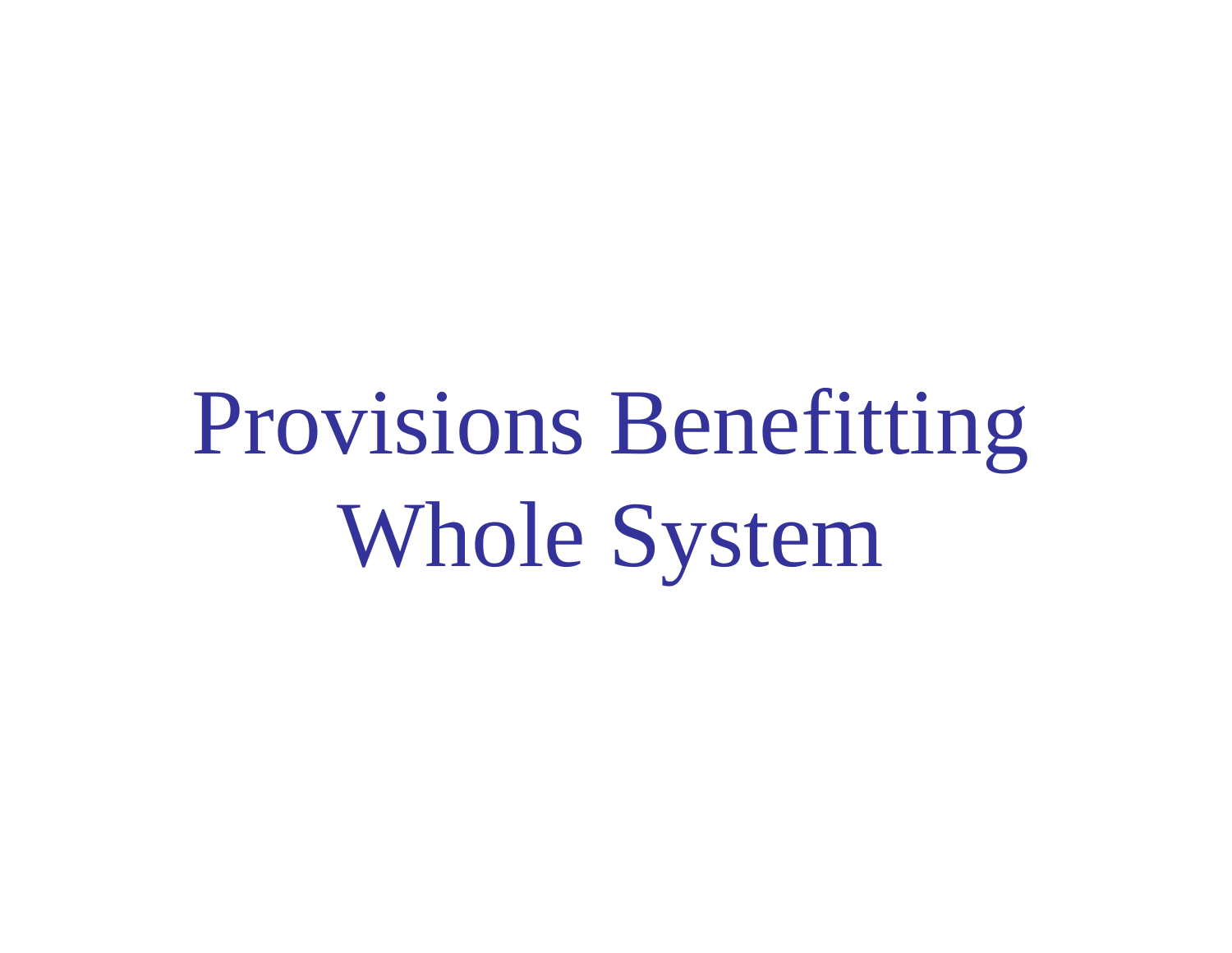# Provisions Benefitting Whole System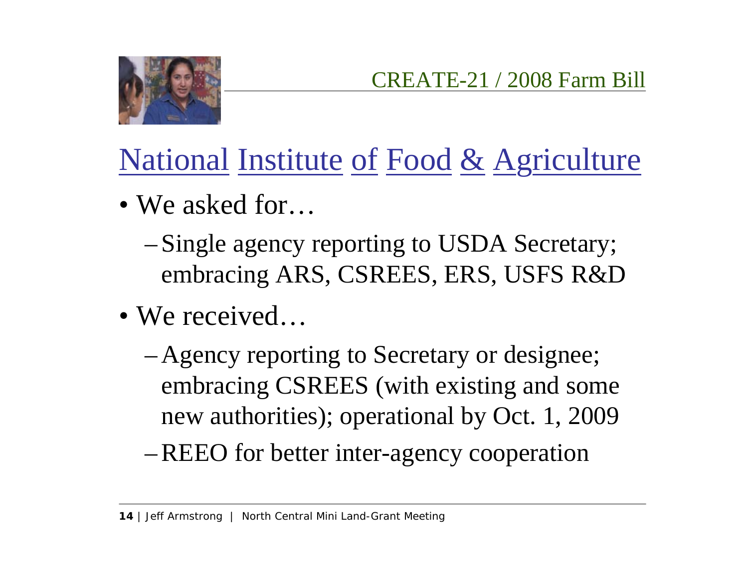CREATE-21 / 2008 Farm Bill

# National Institute of Food & Agriculture

- We asked for…
  - Single agency reporting to USDA Secretary; embracing ARS, CSREES, ERS, USFS R&D
- We received…
  - Agency reporting to Secretary or designee; embracing CSREES (with existing and some new authorities); operational by Oct. 1, 2009
  - REEO for better inter-agency cooperation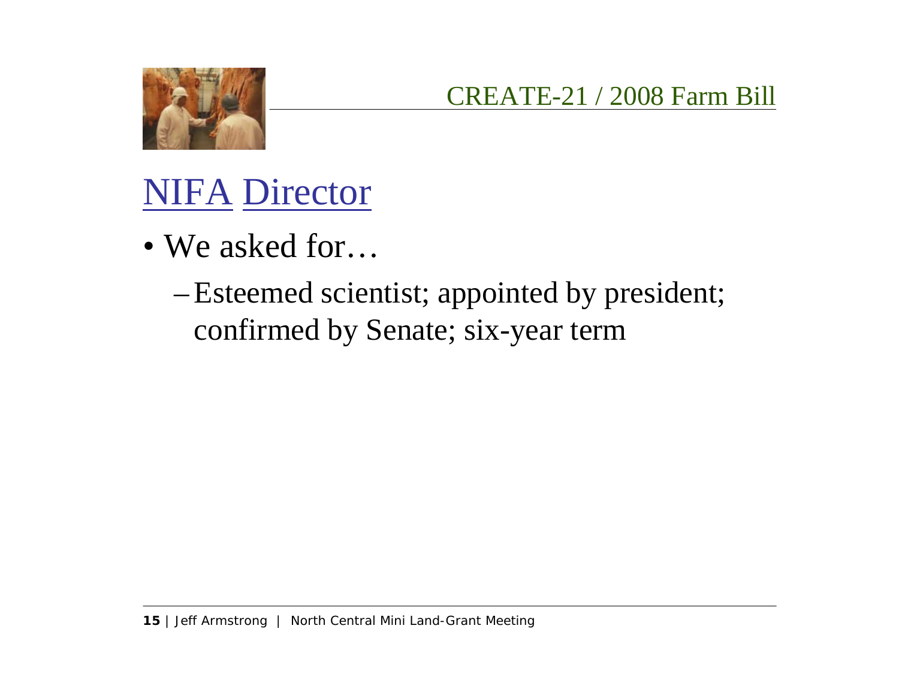CREATE-21 / 2008 Farm Bill

# NIFA Director

- We asked for…
  - Esteemed scientist; appointed by president; confirmed by Senate; six-year term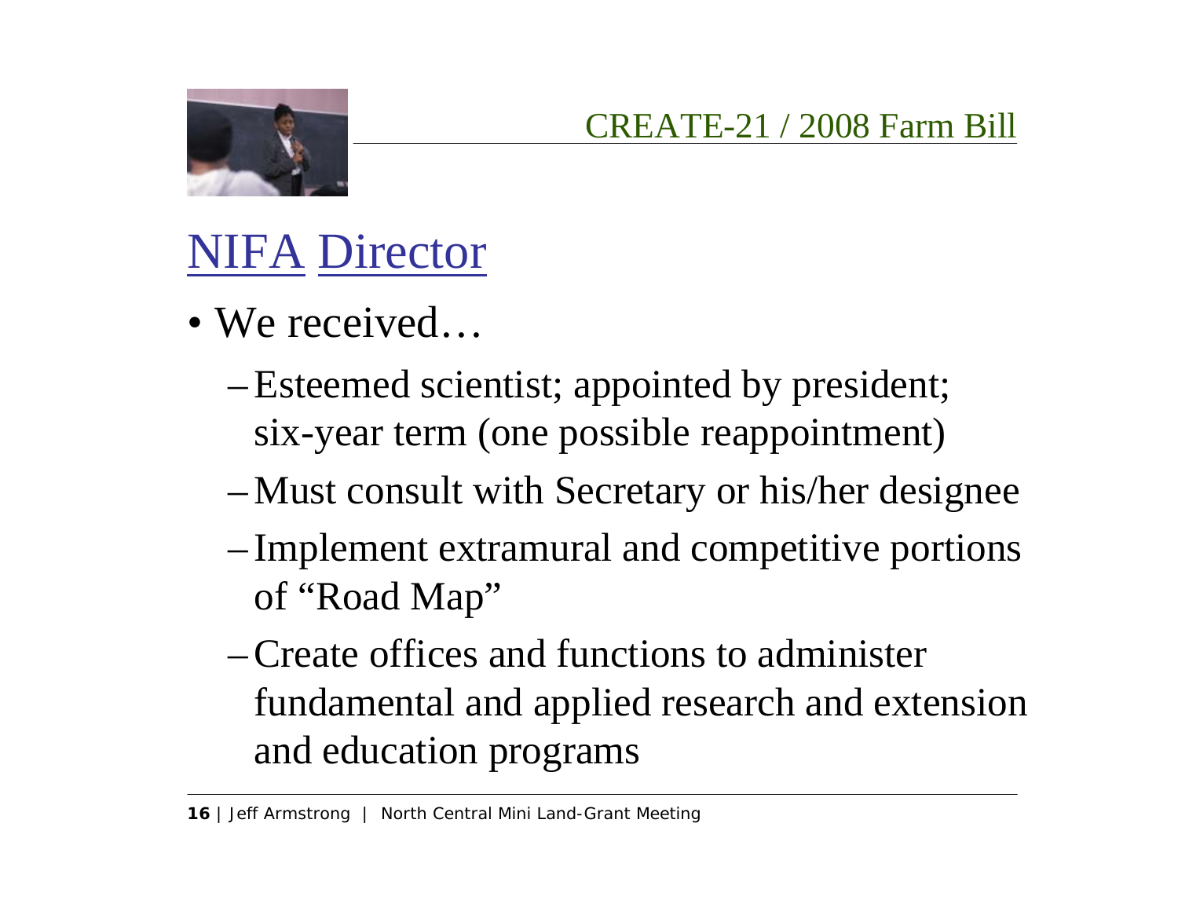CREATE-21 / 2008 Farm Bill

## NIFA Director

- We received…
  - Esteemed scientist; appointed by president; six-year term (one possible reappointment)
  - Must consult with Secretary or his/her designee
  - Implement extramural and competitive portions of "Road Map"
  - Create offices and functions to administer fundamental and applied research and extension and education programs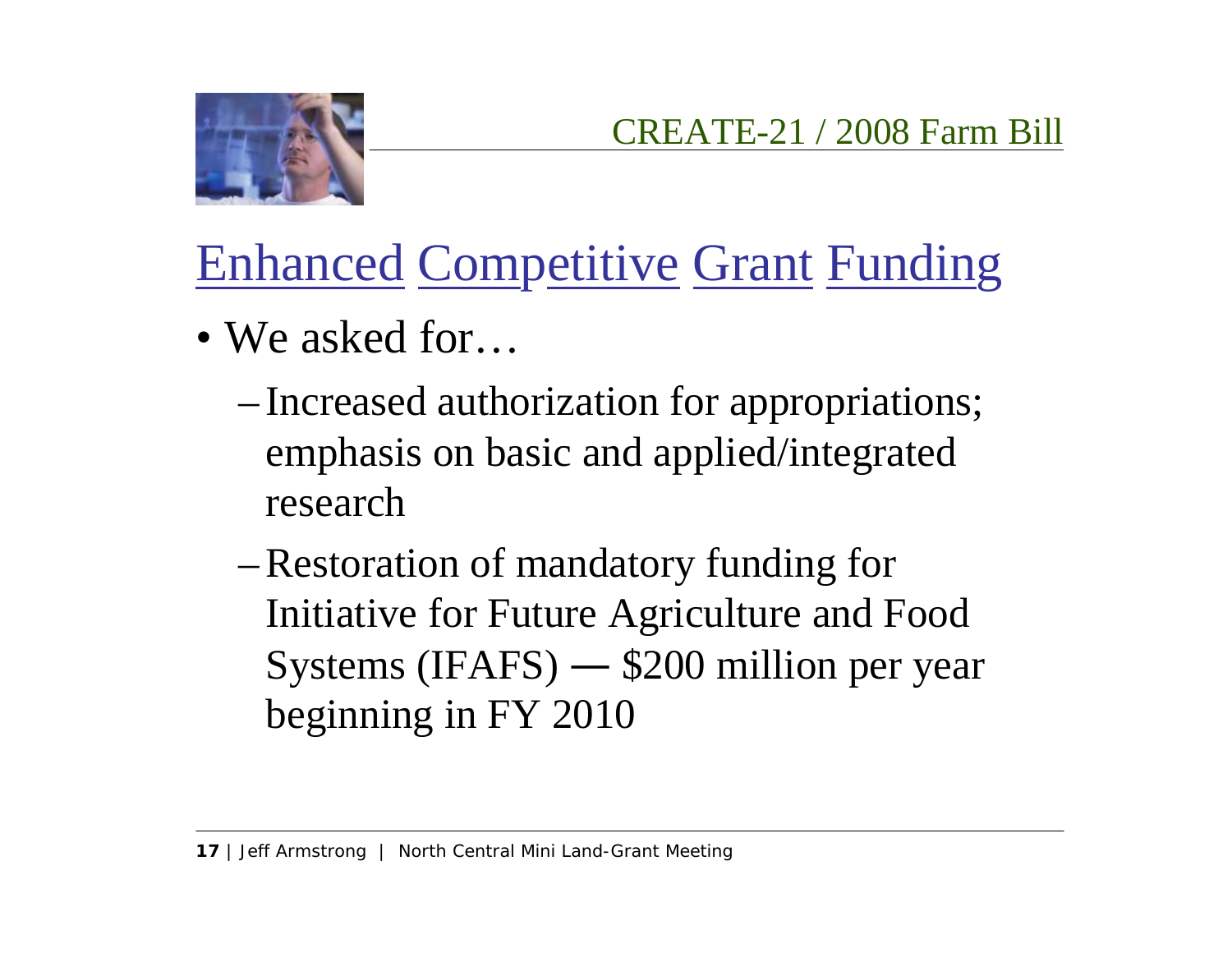## CREATE-21 / 2008 Farm Bill

# Enhanced Competitive Grant Funding

- We asked for…
  - Increased authorization for appropriations; emphasis on basic and applied/integrated research
  - Restoration of mandatory funding for Initiative for Future Agriculture and Food Systems (IFAFS) — $200 million per year beginning in FY 2010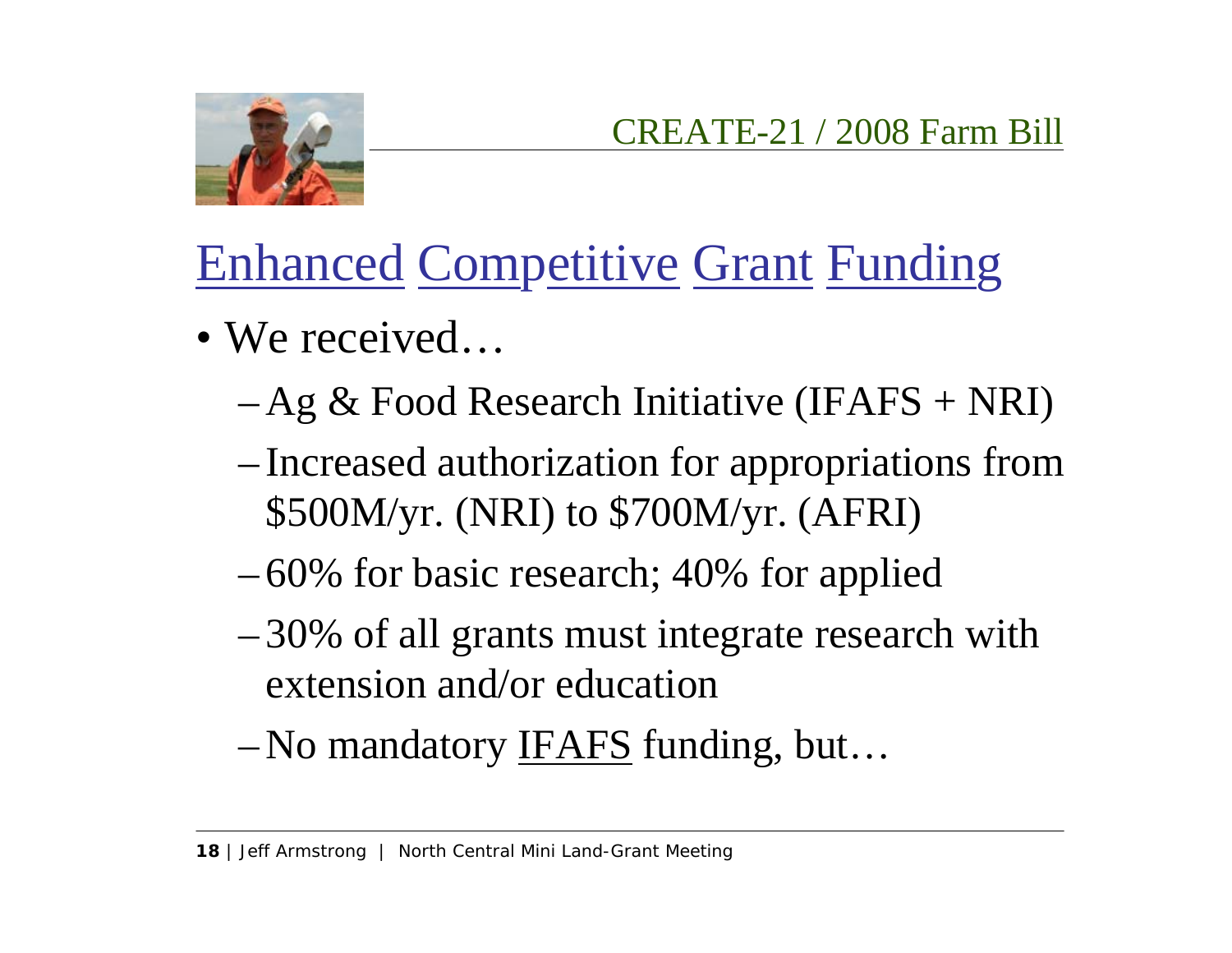CREATE-21 / 2008 Farm Bill

# Enhanced Competitive Grant Funding

- We received…
  - Ag & Food Research Initiative (IFAFS + NRI)
  - Increased authorization for appropriations from $500M/yr. (NRI) to $700M/yr. (AFRI)
  - 60% for basic research; 40% for applied
  - 30% of all grants must integrate research with extension and/or education
  - No mandatory IFAFS funding, but…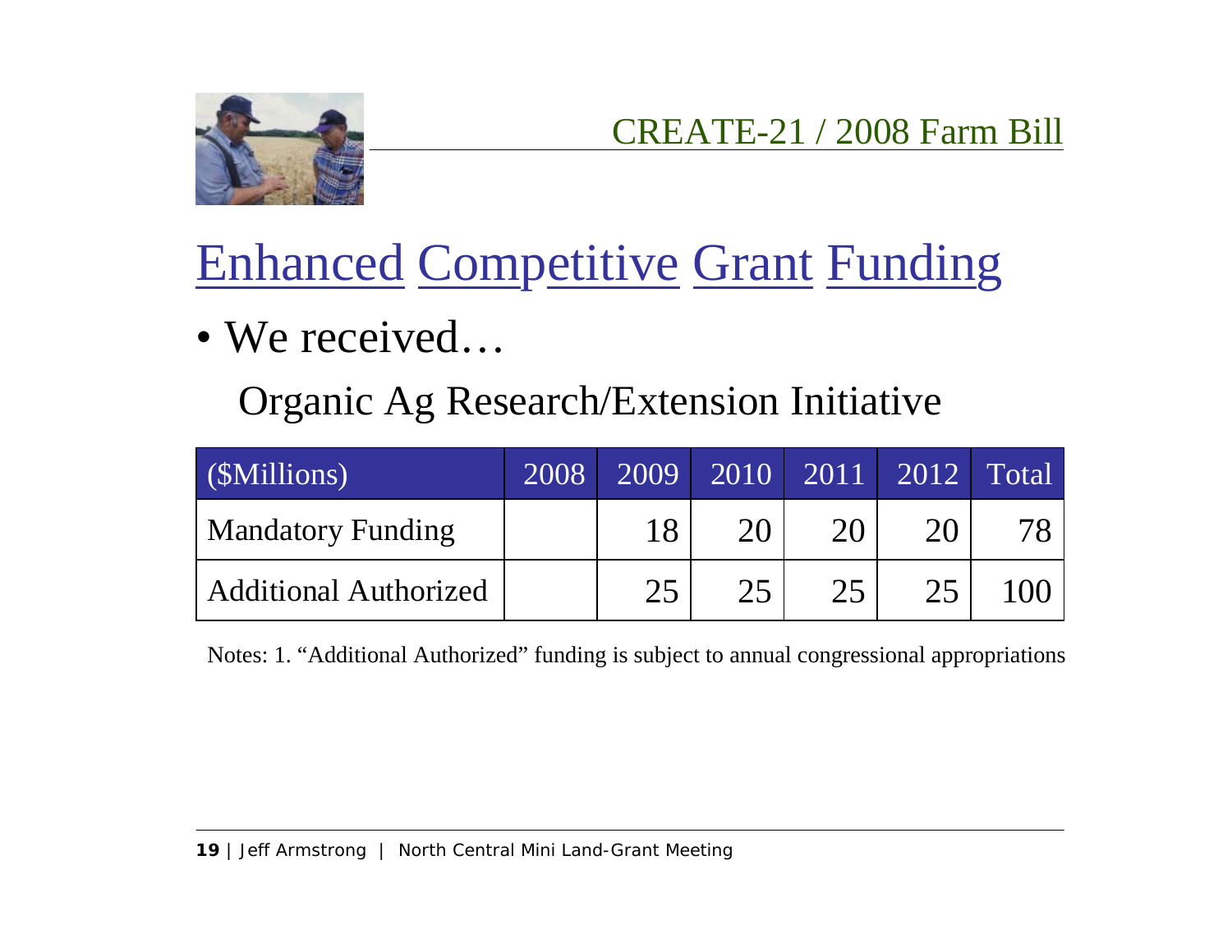CREATE-21 / 2008 Farm Bill

# Enhanced Competitive Grant Funding

- We received…

Organic Ag Research/Extension Initiative

| ($Millions) | 2008 | 2009 | 2010 | 2011 | 2012 | Total |
|---|---|---|---|---|---|---|
| Mandatory Funding | | 18 | 20 | 20 | 20 | 78 |
| Additional Authorized | | 25 | 25 | 25 | 25 | 100 |

Notes: 1. "Additional Authorized" funding is subject to annual congressional appropriations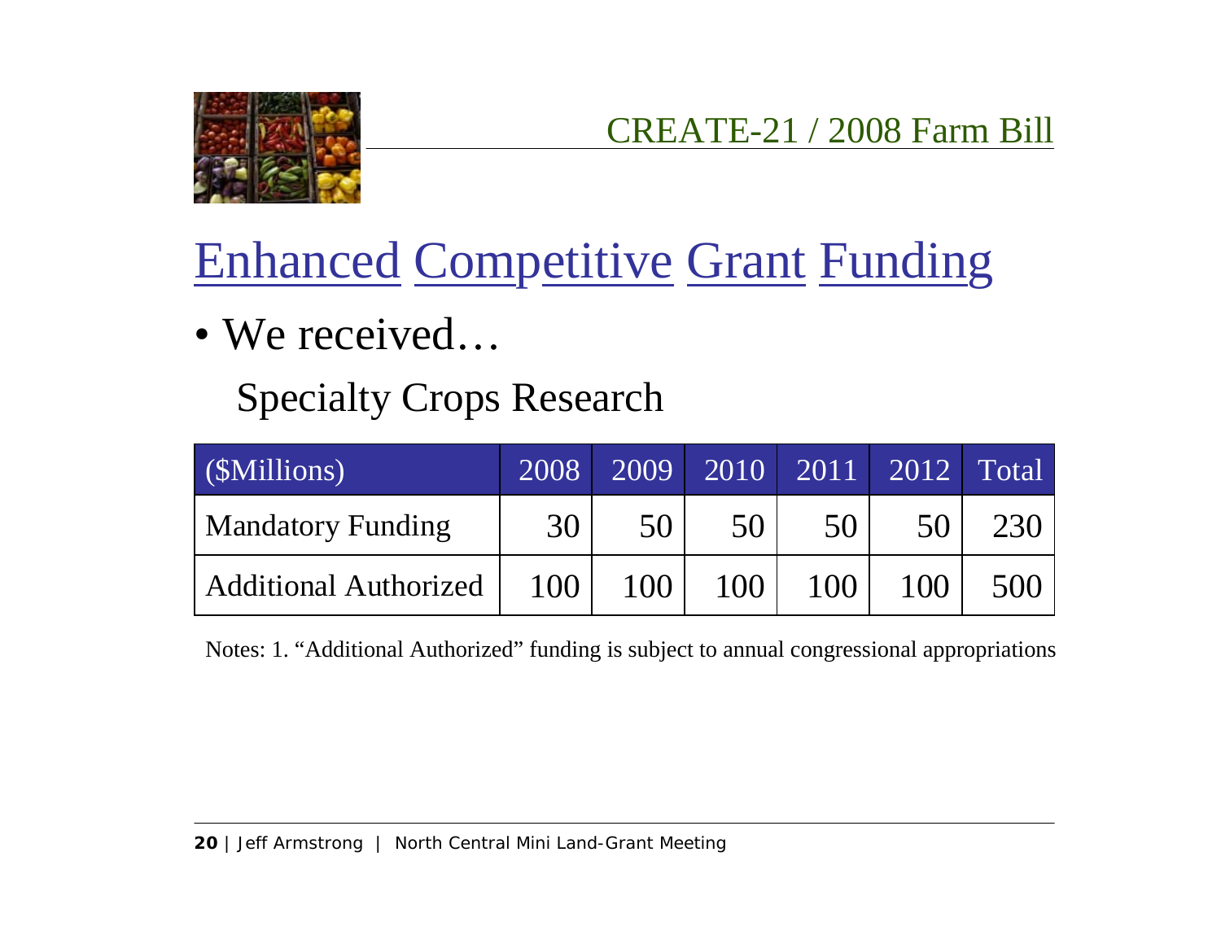# Enhanced Competitive Grant Funding

CREATE-21 / 2008 Farm Bill

- We received…

  Specialty Crops Research

| ($Millions) | 2008 | 2009 | 2010 | 2011 | 2012 | Total |
|---|---|---|---|---|---|---|
| Mandatory Funding | 30 | 50 | 50 | 50 | 50 | 230 |
| Additional Authorized | 100 | 100 | 100 | 100 | 100 | 500 |

Notes: 1. "Additional Authorized" funding is subject to annual congressional appropriations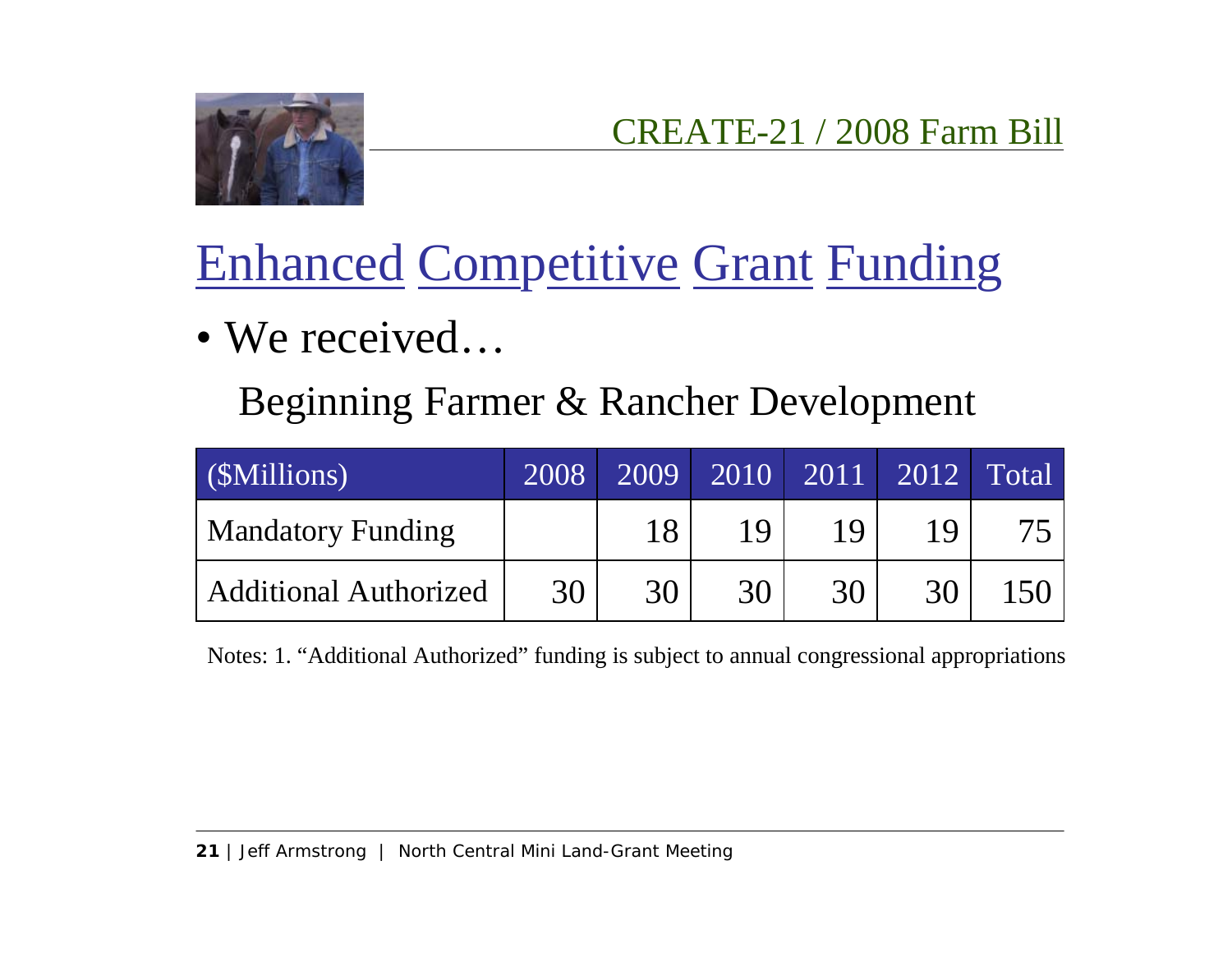CREATE-21 / 2008 Farm Bill

# Enhanced Competitive Grant Funding

- We received…

## Beginning Farmer & Rancher Development

| ($Millions) | 2008 | 2009 | 2010 | 2011 | 2012 | Total |
|---|---|---|---|---|---|---|
| Mandatory Funding | | 18 | 19 | 19 | 19 | 75 |
| Additional Authorized | 30 | 30 | 30 | 30 | 30 | 150 |

Notes: 1. “Additional Authorized” funding is subject to annual congressional appropriations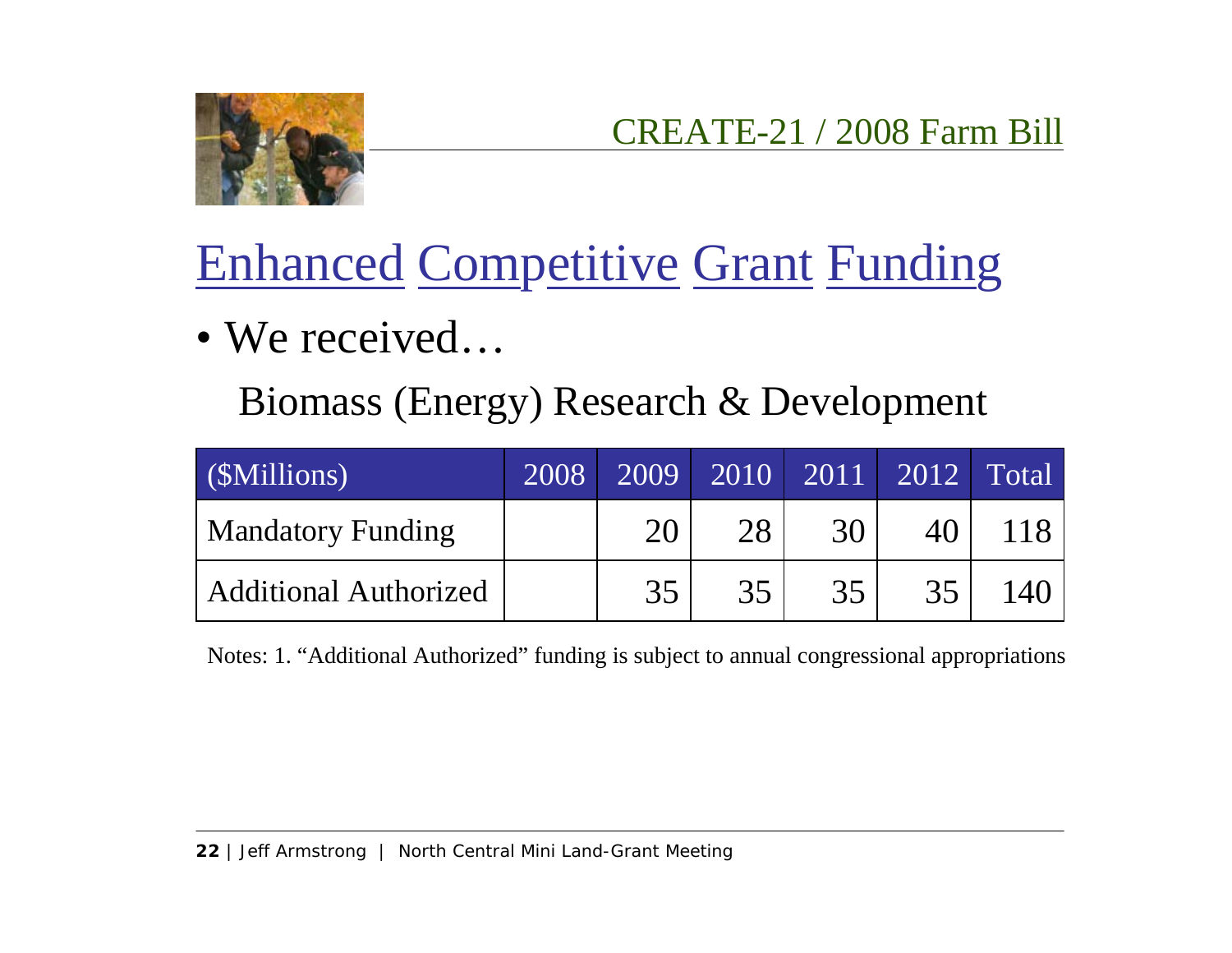CREATE-21 / 2008 Farm Bill

# Enhanced Competitive Grant Funding

- We received…

## Biomass (Energy) Research & Development

| ($Millions) | 2008 | 2009 | 2010 | 2011 | 2012 | Total |
|---|---|---|---|---|---|---|
| Mandatory Funding | | 20 | 28 | 30 | 40 | 118 |
| Additional Authorized | | 35 | 35 | 35 | 35 | 140 |

Notes: 1. “Additional Authorized” funding is subject to annual congressional appropriations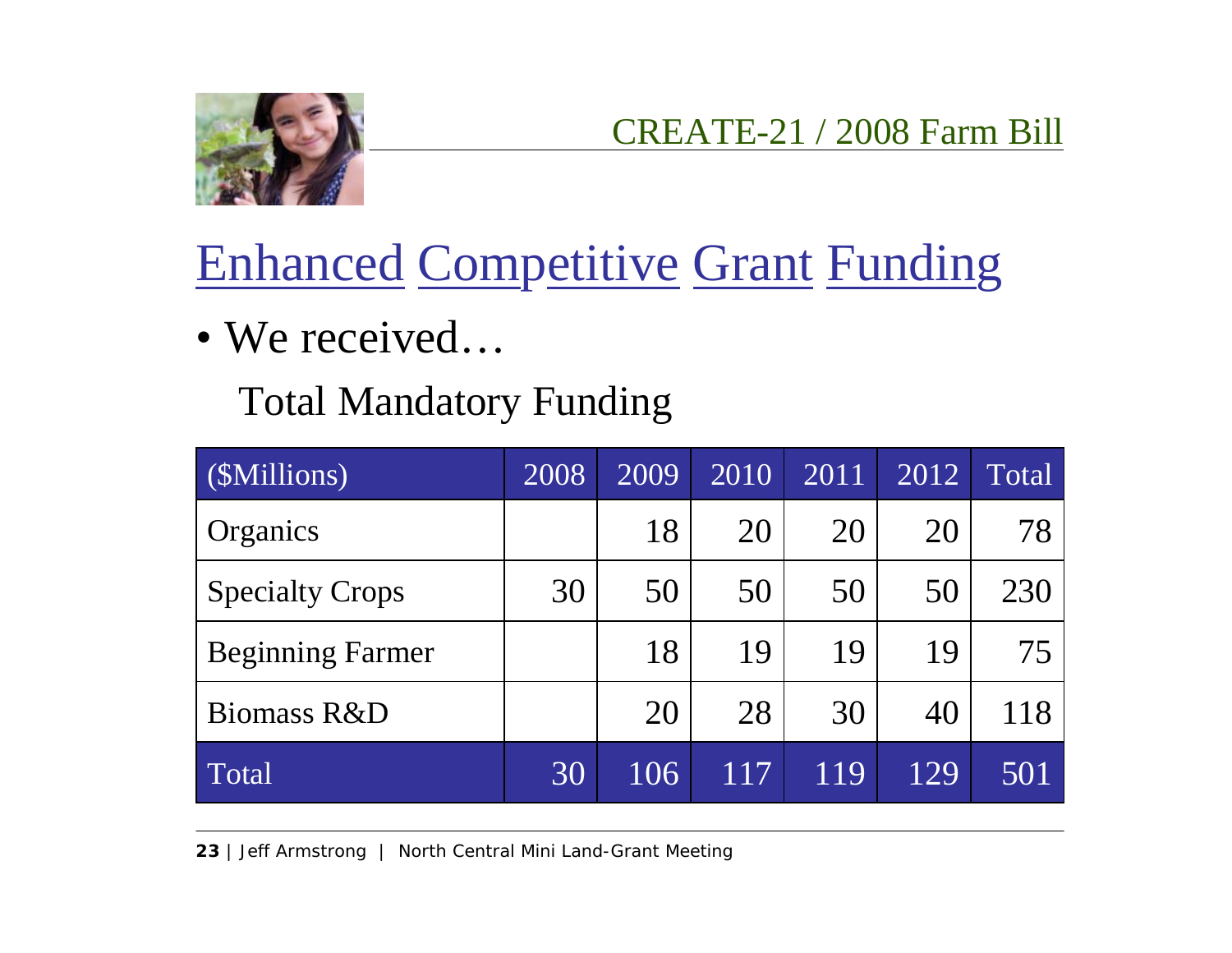CREATE-21 / 2008 Farm Bill

# Enhanced Competitive Grant Funding

- We received…

Total Mandatory Funding

| ($Millions) | 2008 | 2009 | 2010 | 2011 | 2012 | Total |
|---|---|---|---|---|---|---|
| Organics | | 18 | 20 | 20 | 20 | 78 |
| Specialty Crops | 30 | 50 | 50 | 50 | 50 | 230 |
| Beginning Farmer | | 18 | 19 | 19 | 19 | 75 |
| Biomass R&D | | 20 | 28 | 30 | 40 | 118 |
| Total | 30 | 106 | 117 | 119 | 129 | 501 |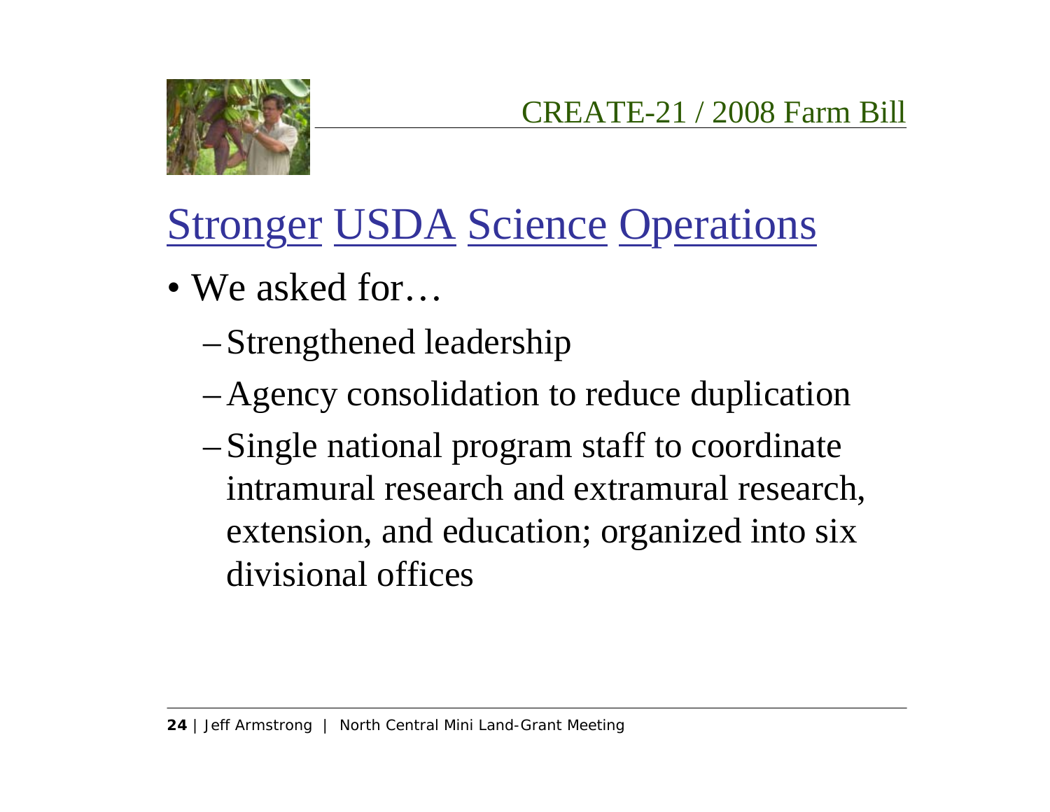CREATE-21 / 2008 Farm Bill

# Stronger USDA Science Operations

- We asked for…
  - Strengthened leadership
  - Agency consolidation to reduce duplication
  - Single national program staff to coordinate intramural research and extramural research, extension, and education; organized into six divisional offices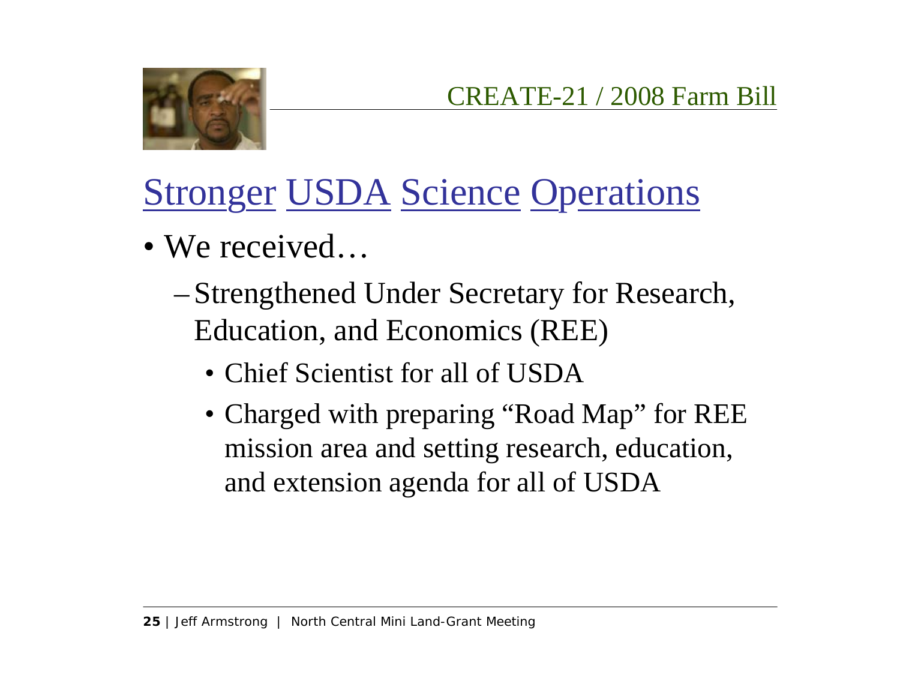CREATE-21 / 2008 Farm Bill

# Stronger USDA Science Operations

- We received…
  - Strengthened Under Secretary for Research, Education, and Economics (REE)
    - Chief Scientist for all of USDA
    - Charged with preparing "Road Map" for REE mission area and setting research, education, and extension agenda for all of USDA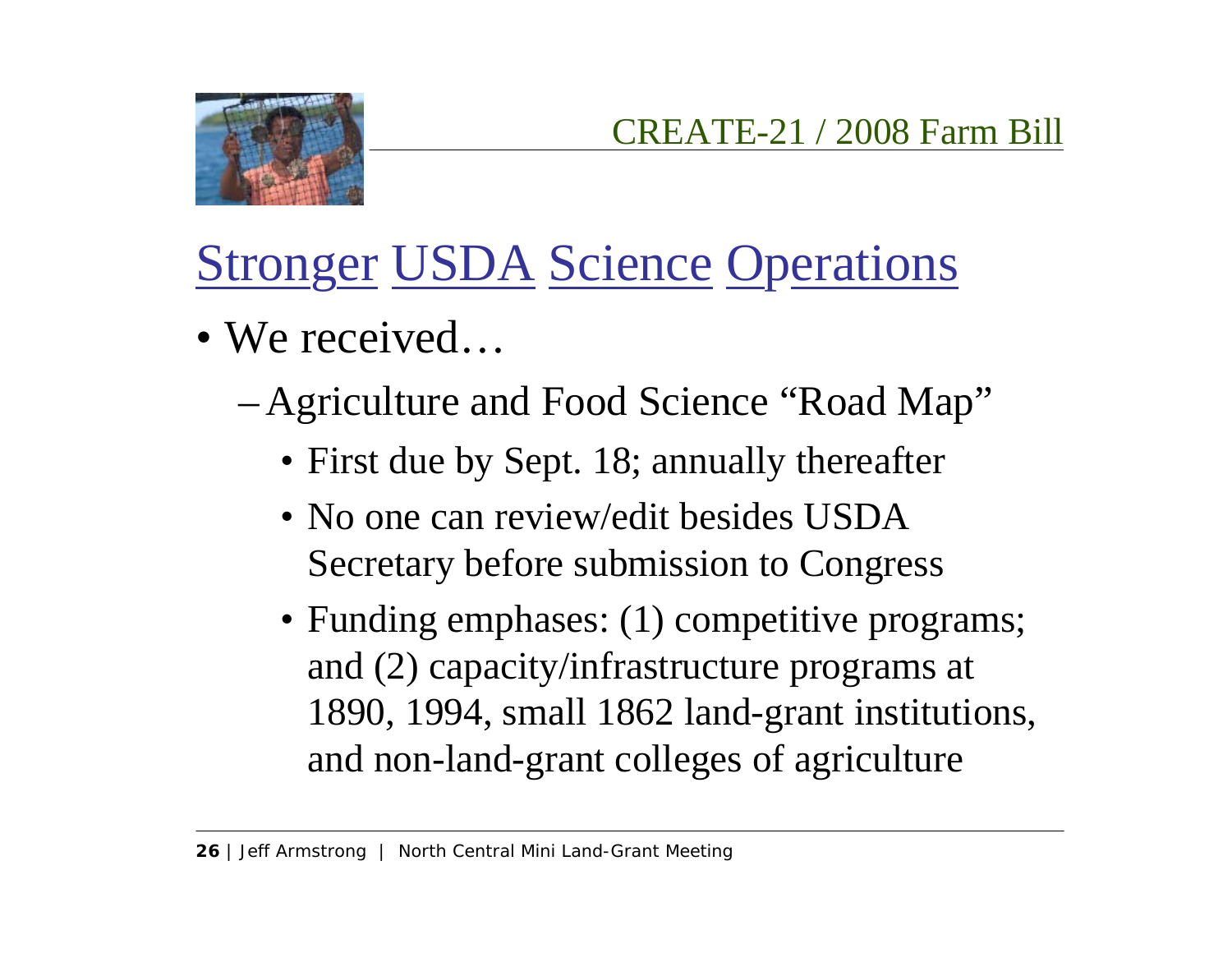CREATE-21 / 2008 Farm Bill

# Stronger USDA Science Operations

- We received…
  - Agriculture and Food Science "Road Map"
    - First due by Sept. 18; annually thereafter
    - No one can review/edit besides USDA Secretary before submission to Congress
    - Funding emphases: (1) competitive programs; and (2) capacity/infrastructure programs at 1890, 1994, small 1862 land-grant institutions, and non-land-grant colleges of agriculture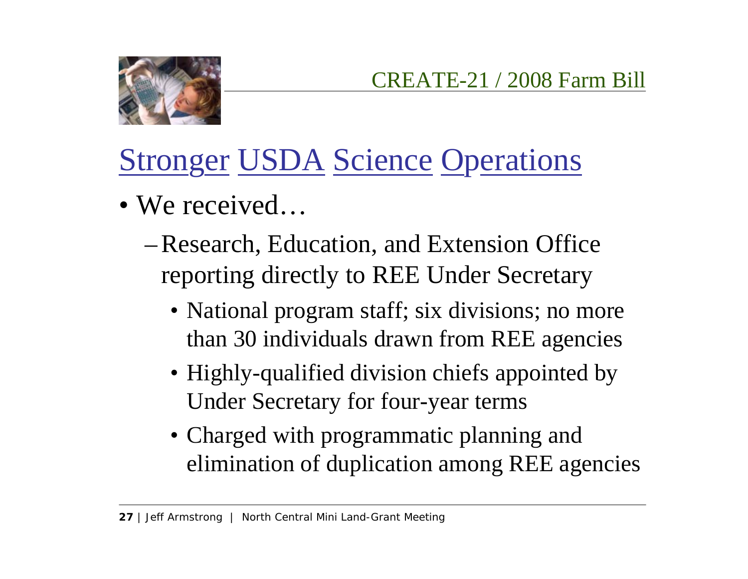CREATE-21 / 2008 Farm Bill

# Stronger USDA Science Operations

- We received…
  - Research, Education, and Extension Office reporting directly to REE Under Secretary
    - National program staff; six divisions; no more than 30 individuals drawn from REE agencies
    - Highly-qualified division chiefs appointed by Under Secretary for four-year terms
    - Charged with programmatic planning and elimination of duplication among REE agencies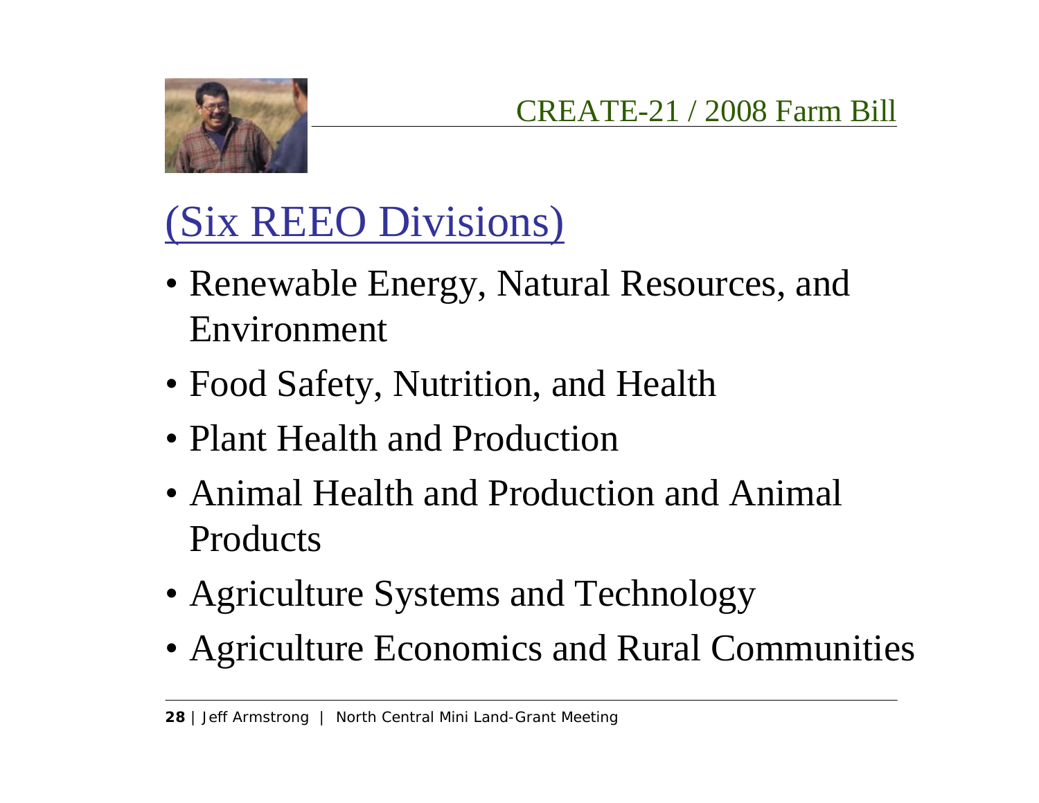## CREATE-21 / 2008 Farm Bill

# (Six REEO Divisions)

- Renewable Energy, Natural Resources, and Environment
- Food Safety, Nutrition, and Health
- Plant Health and Production
- Animal Health and Production and Animal Products
- Agriculture Systems and Technology
- Agriculture Economics and Rural Communities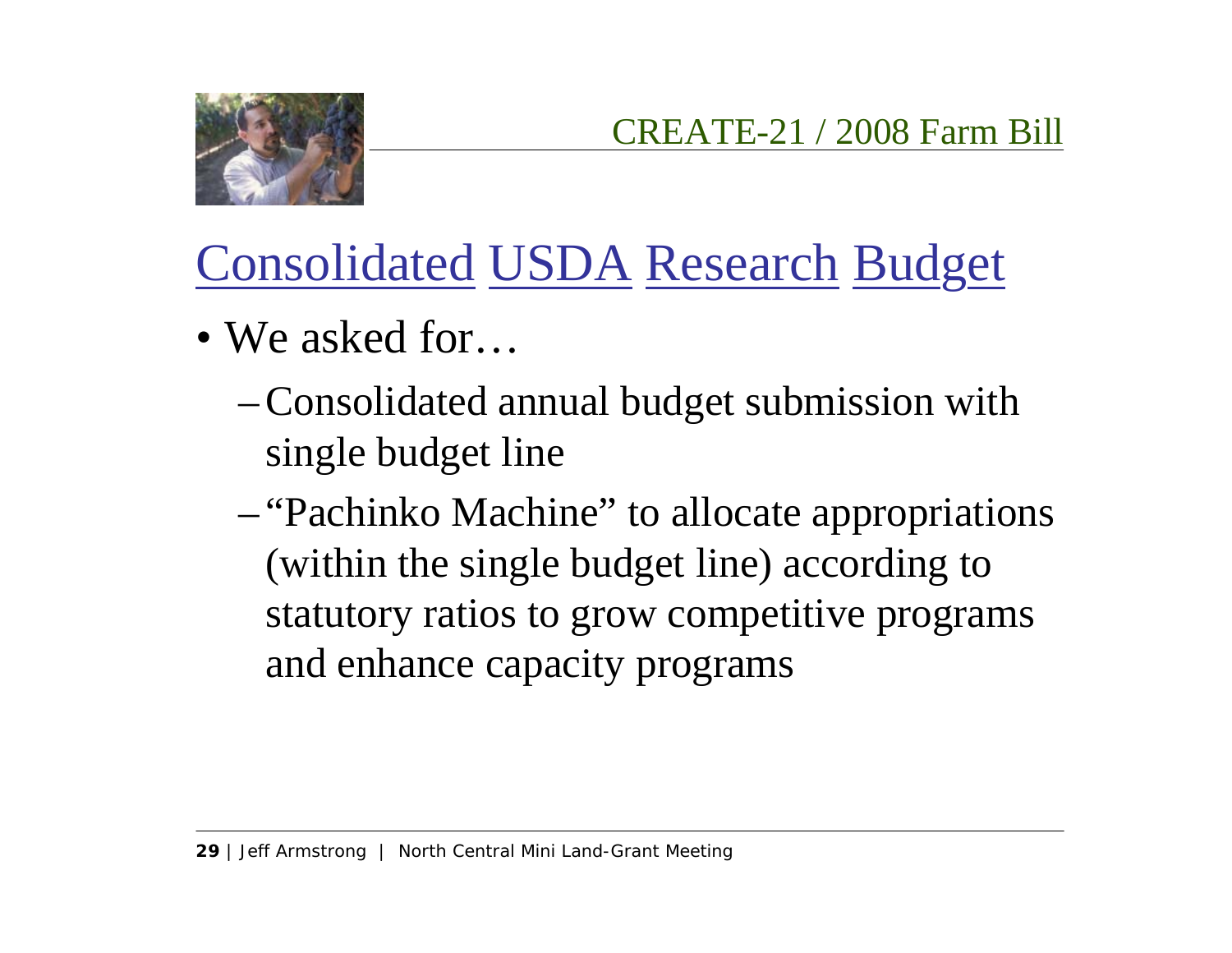CREATE-21 / 2008 Farm Bill

# Consolidated USDA Research Budget

- We asked for…
  - Consolidated annual budget submission with single budget line
  - "Pachinko Machine" to allocate appropriations (within the single budget line) according to statutory ratios to grow competitive programs and enhance capacity programs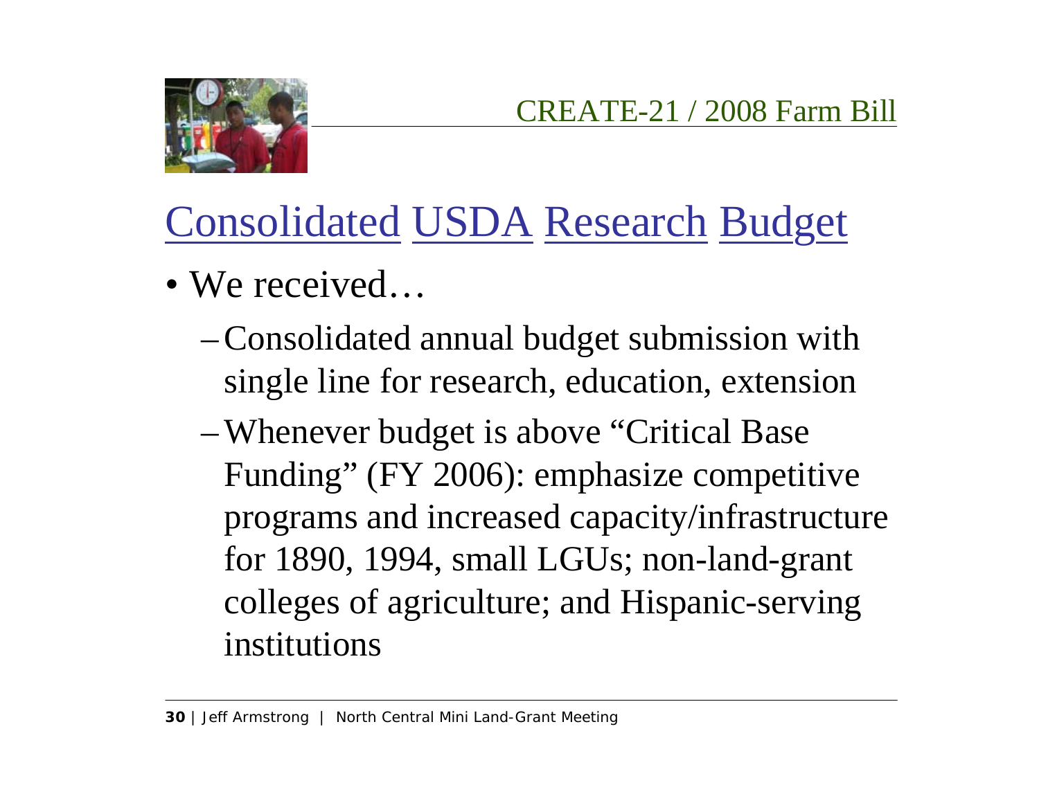CREATE-21 / 2008 Farm Bill

# Consolidated USDA Research Budget

- We received…
  - Consolidated annual budget submission with single line for research, education, extension
  - Whenever budget is above "Critical Base Funding" (FY 2006): emphasize competitive programs and increased capacity/infrastructure for 1890, 1994, small LGUs; non-land-grant colleges of agriculture; and Hispanic-serving institutions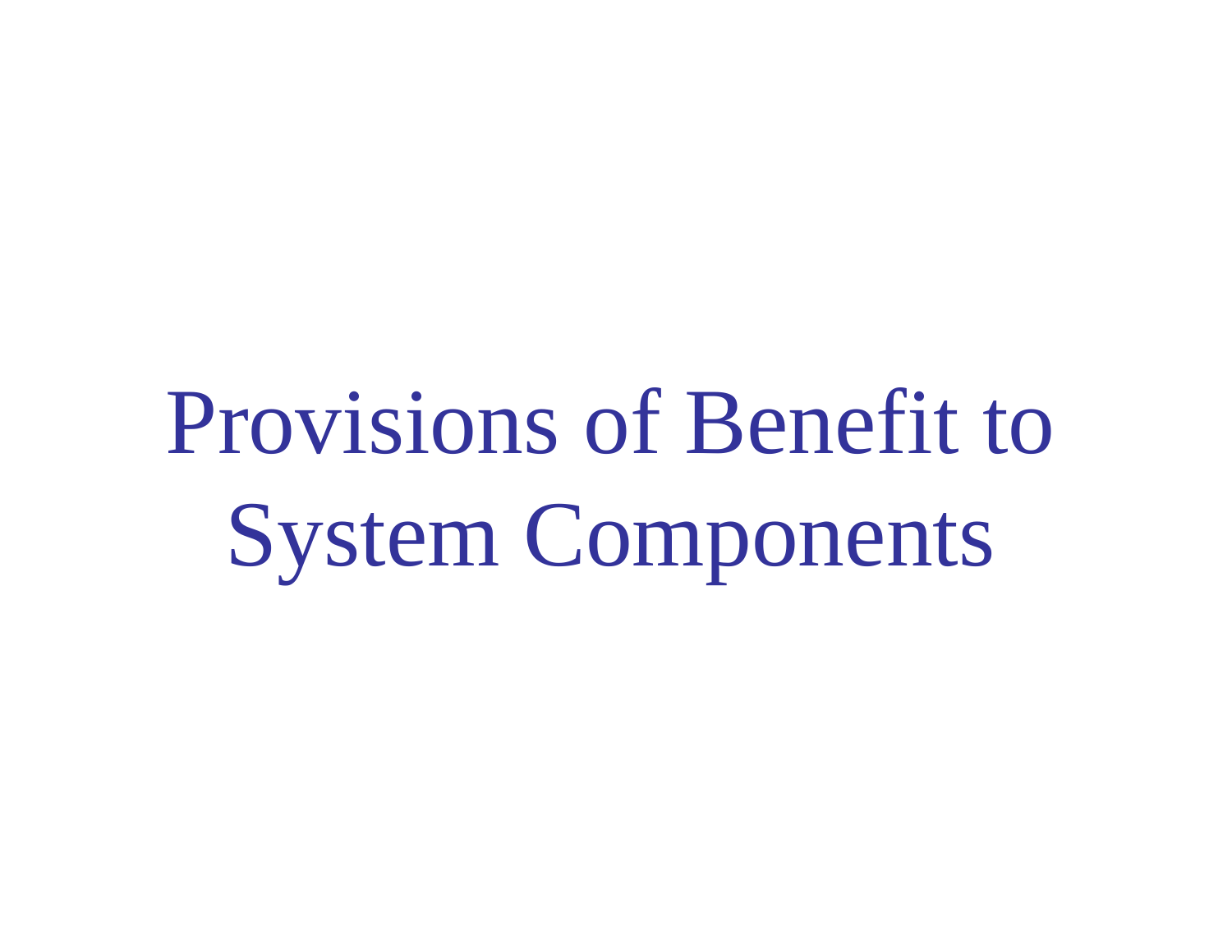# Provisions of Benefit to System Components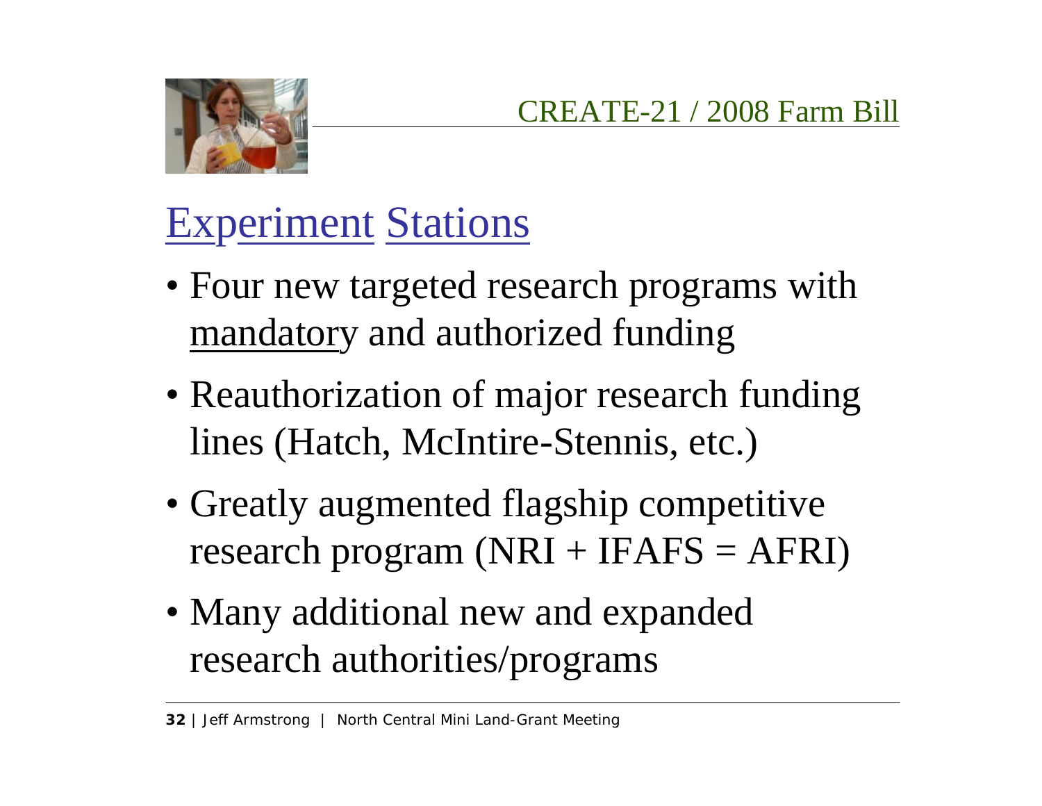CREATE-21 / 2008 Farm Bill

## Experiment Stations

- Four new targeted research programs with mandatory and authorized funding
- Reauthorization of major research funding lines (Hatch, McIntire-Stennis, etc.)
- Greatly augmented flagship competitive research program (NRI + IFAFS = AFRI)
- Many additional new and expanded research authorities/programs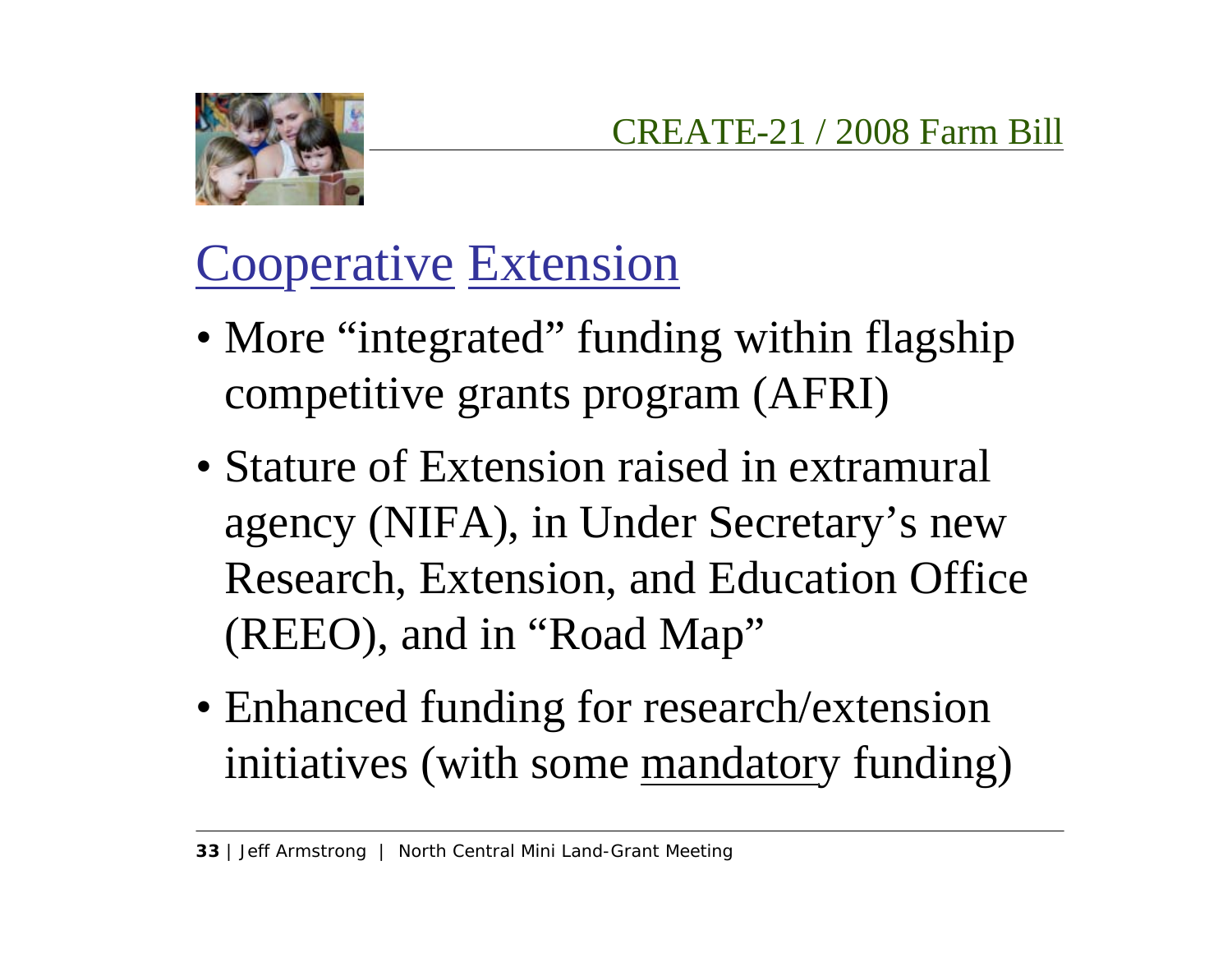CREATE-21 / 2008 Farm Bill

## Cooperative Extension

- More "integrated" funding within flagship competitive grants program (AFRI)
- Stature of Extension raised in extramural agency (NIFA), in Under Secretary's new Research, Extension, and Education Office (REEO), and in "Road Map"
- Enhanced funding for research/extension initiatives (with some mandatory funding)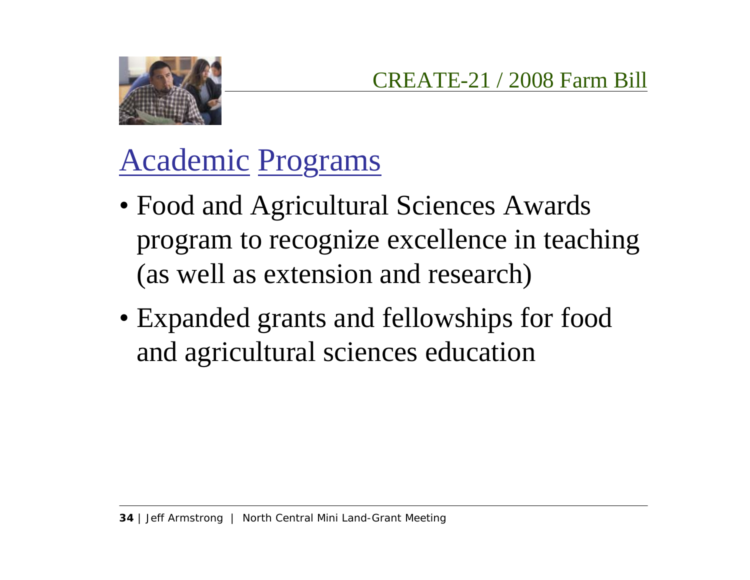CREATE-21 / 2008 Farm Bill

## Academic Programs

- Food and Agricultural Sciences Awards program to recognize excellence in teaching (as well as extension and research)
- Expanded grants and fellowships for food and agricultural sciences education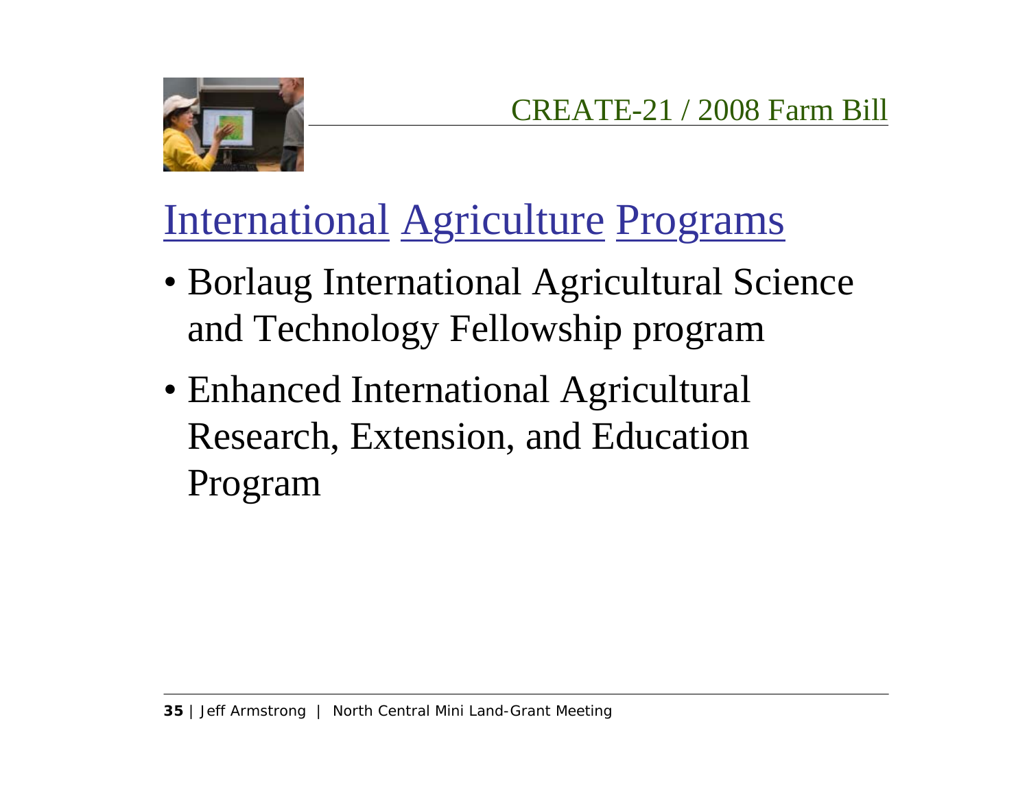CREATE-21 / 2008 Farm Bill

# International Agriculture Programs

- Borlaug International Agricultural Science and Technology Fellowship program
- Enhanced International Agricultural Research, Extension, and Education Program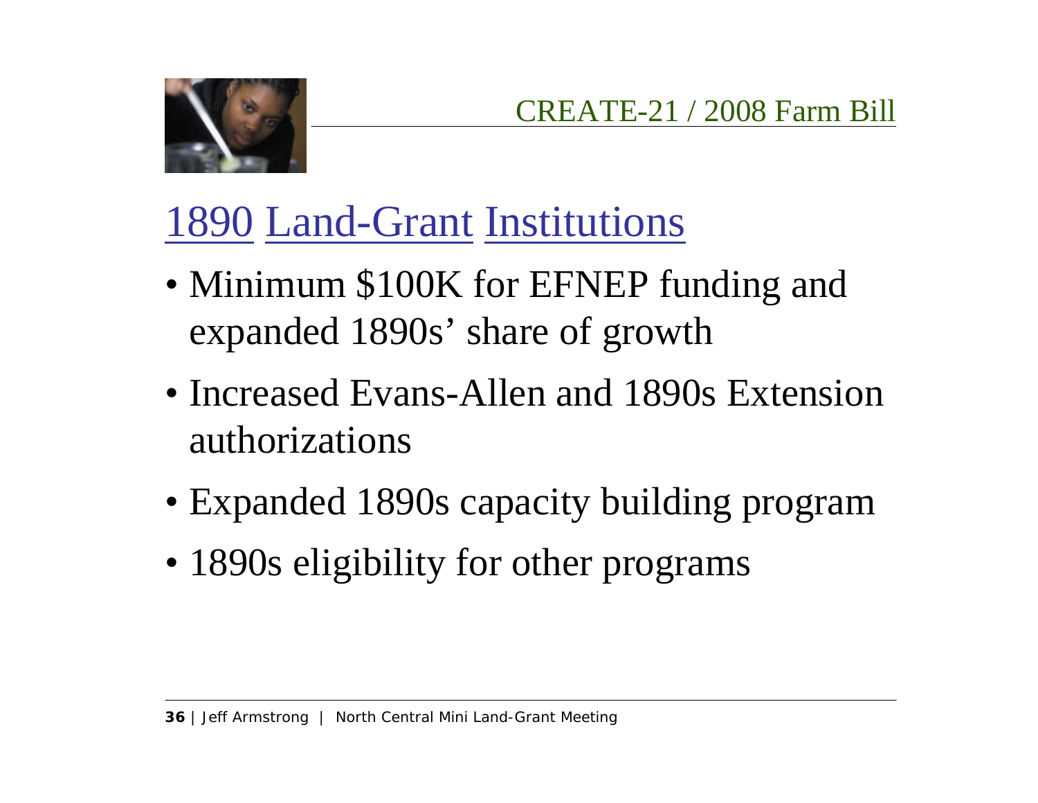CREATE-21 / 2008 Farm Bill

# 1890 Land-Grant Institutions

- Minimum $100K for EFNEP funding and expanded 1890s' share of growth
- Increased Evans-Allen and 1890s Extension authorizations
- Expanded 1890s capacity building program
- 1890s eligibility for other programs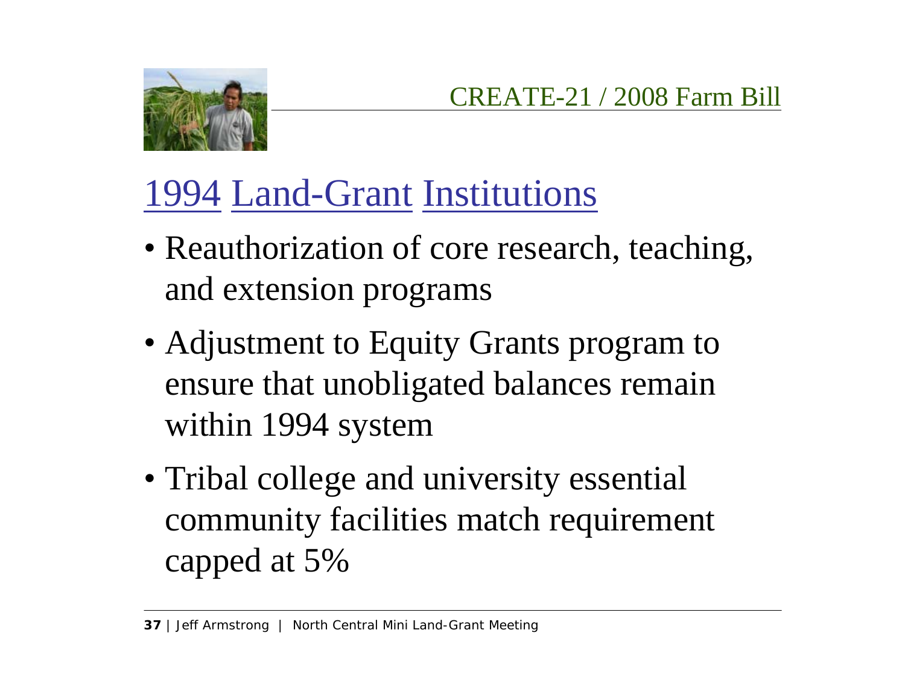CREATE-21 / 2008 Farm Bill

## 1994 Land-Grant Institutions

- Reauthorization of core research, teaching, and extension programs
- Adjustment to Equity Grants program to ensure that unobligated balances remain within 1994 system
- Tribal college and university essential community facilities match requirement capped at 5%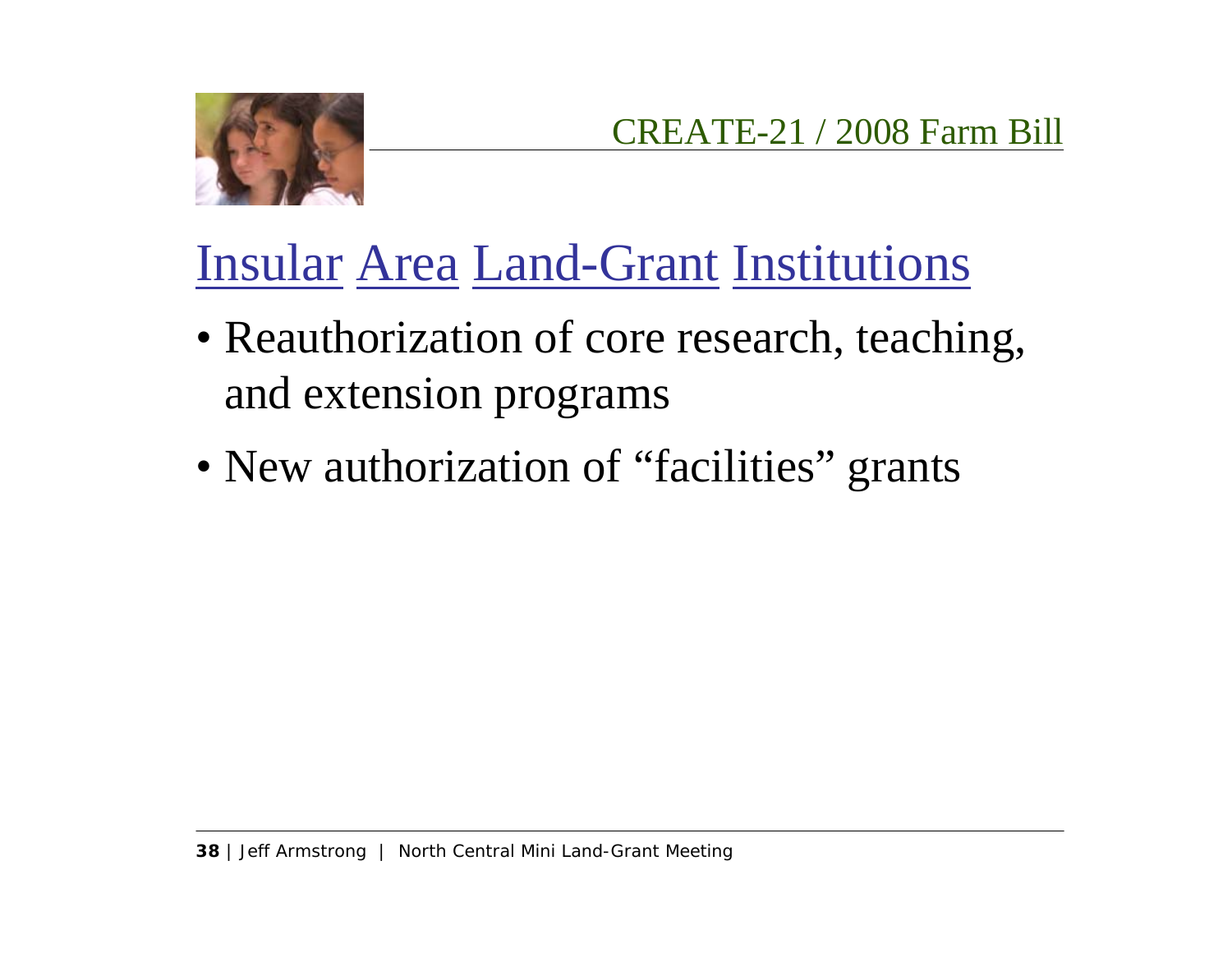CREATE-21 / 2008 Farm Bill

## Insular Area Land-Grant Institutions

- Reauthorization of core research, teaching, and extension programs
- New authorization of “facilities” grants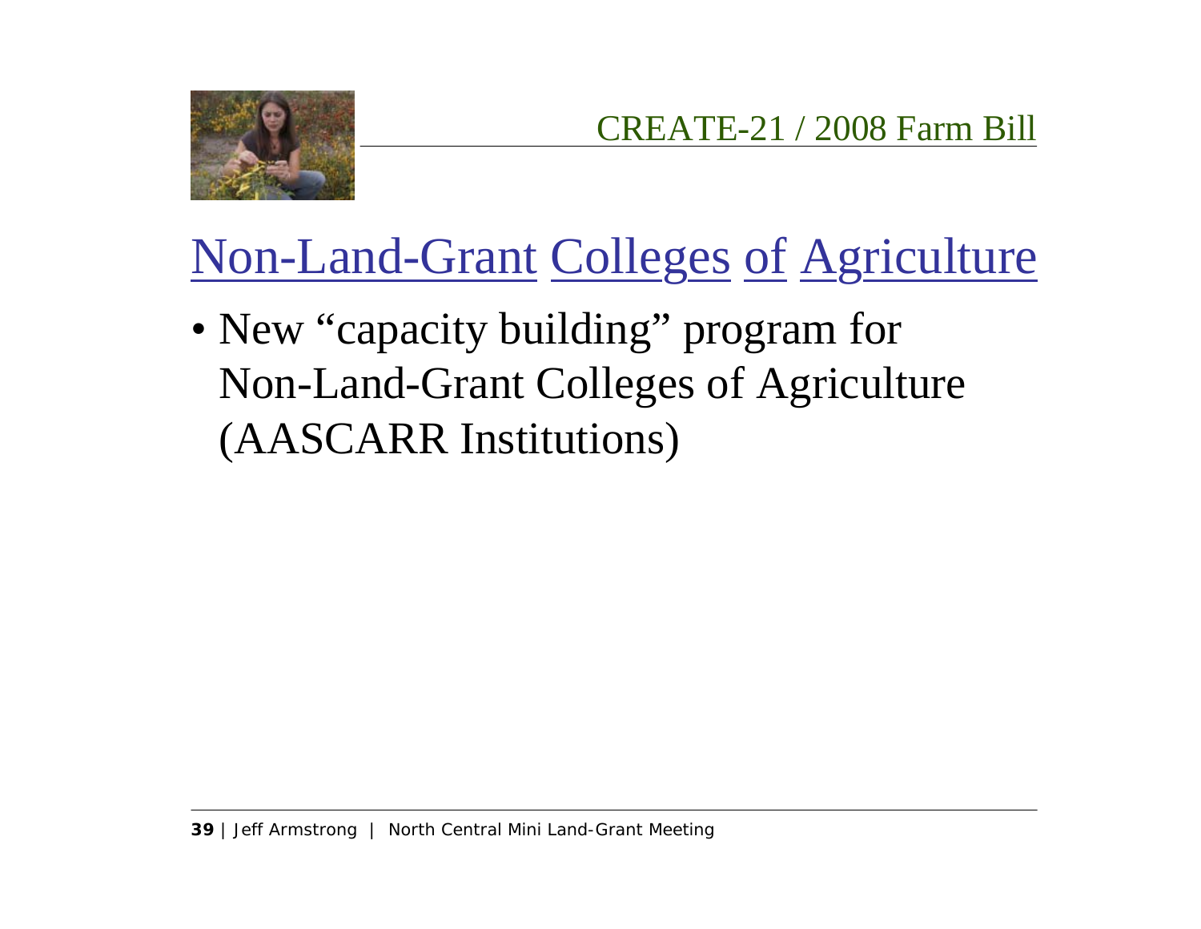CREATE-21 / 2008 Farm Bill

# Non-Land-Grant Colleges of Agriculture

- New "capacity building" program for Non-Land-Grant Colleges of Agriculture (AASCARR Institutions)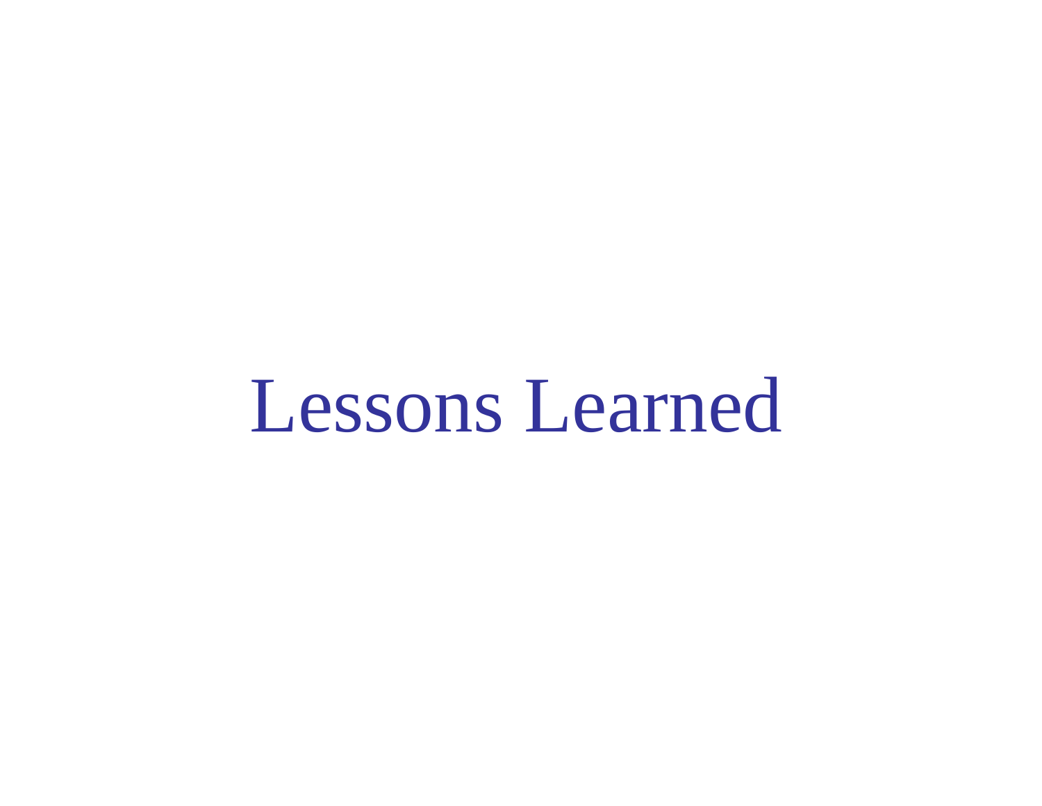# Lessons Learned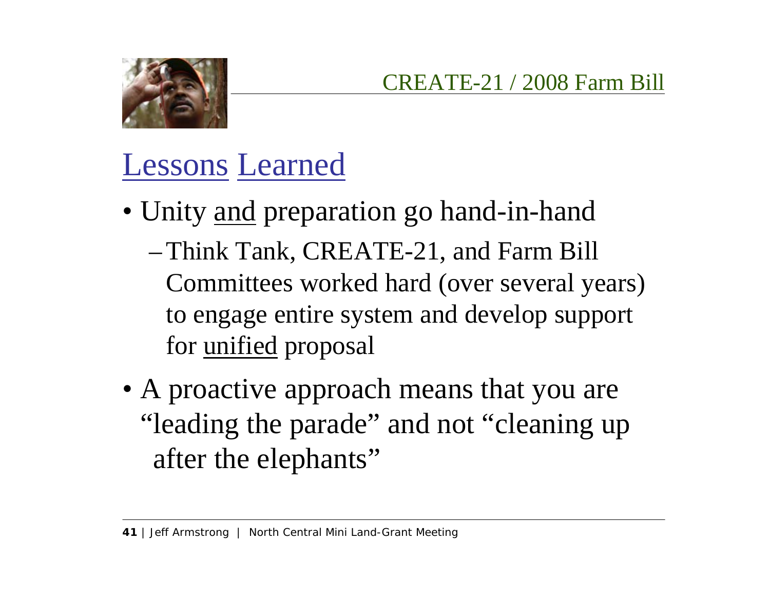## CREATE-21 / 2008 Farm Bill

# Lessons Learned

- Unity <u>and</u> preparation go hand-in-hand
  - Think Tank, CREATE-21, and Farm Bill Committees worked hard (over several years) to engage entire system and develop support for <u>unified</u> proposal
- A proactive approach means that you are "leading the parade" and not "cleaning up after the elephants"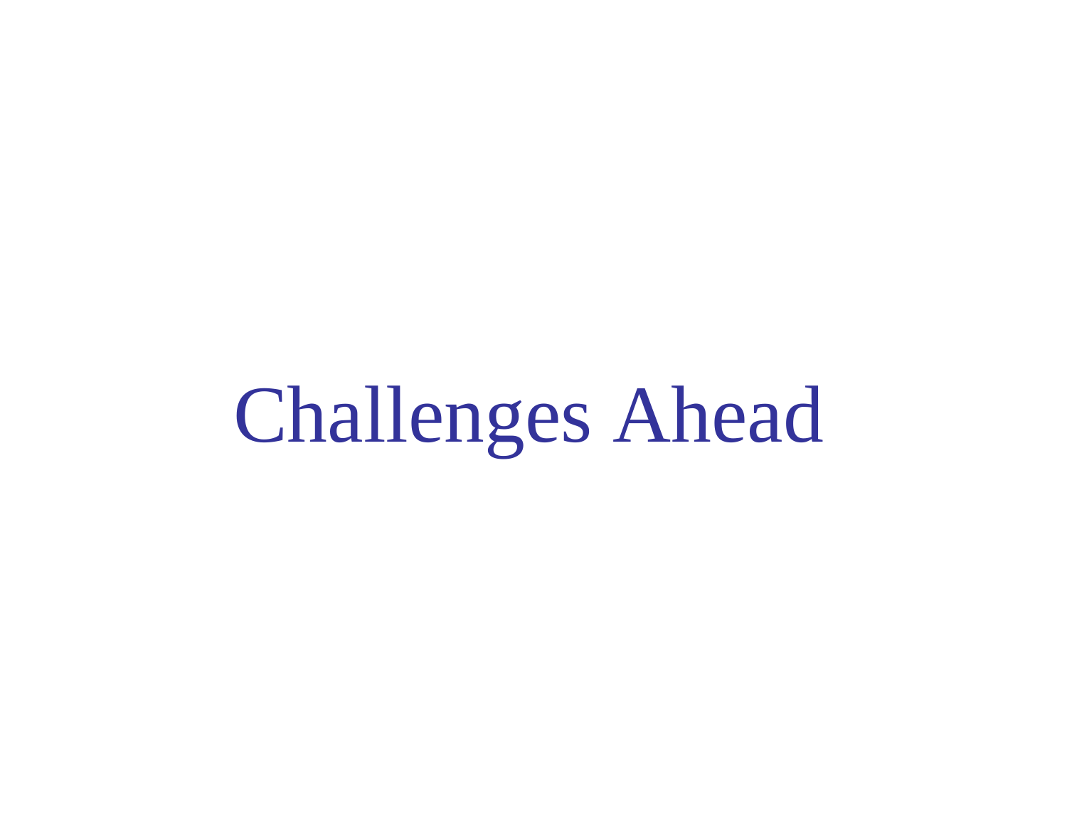# Challenges Ahead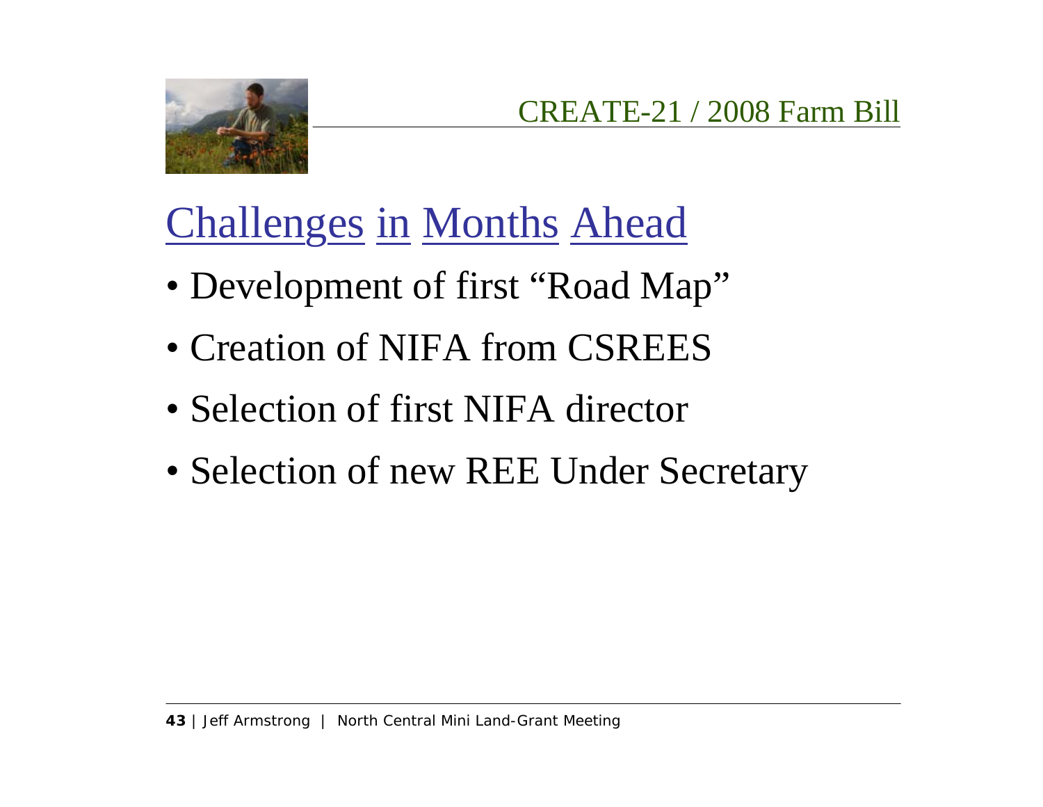CREATE-21 / 2008 Farm Bill

## Challenges in Months Ahead

- Development of first "Road Map"
- Creation of NIFA from CSREES
- Selection of first NIFA director
- Selection of new REE Under Secretary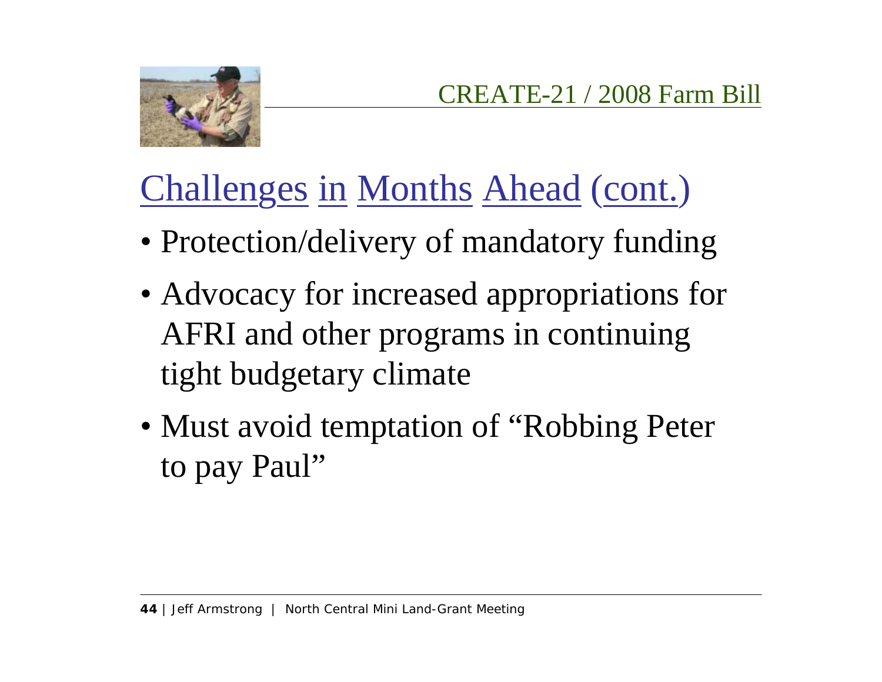CREATE-21 / 2008 Farm Bill

## Challenges in Months Ahead (cont.)

- Protection/delivery of mandatory funding
- Advocacy for increased appropriations for AFRI and other programs in continuing tight budgetary climate
- Must avoid temptation of "Robbing Peter to pay Paul"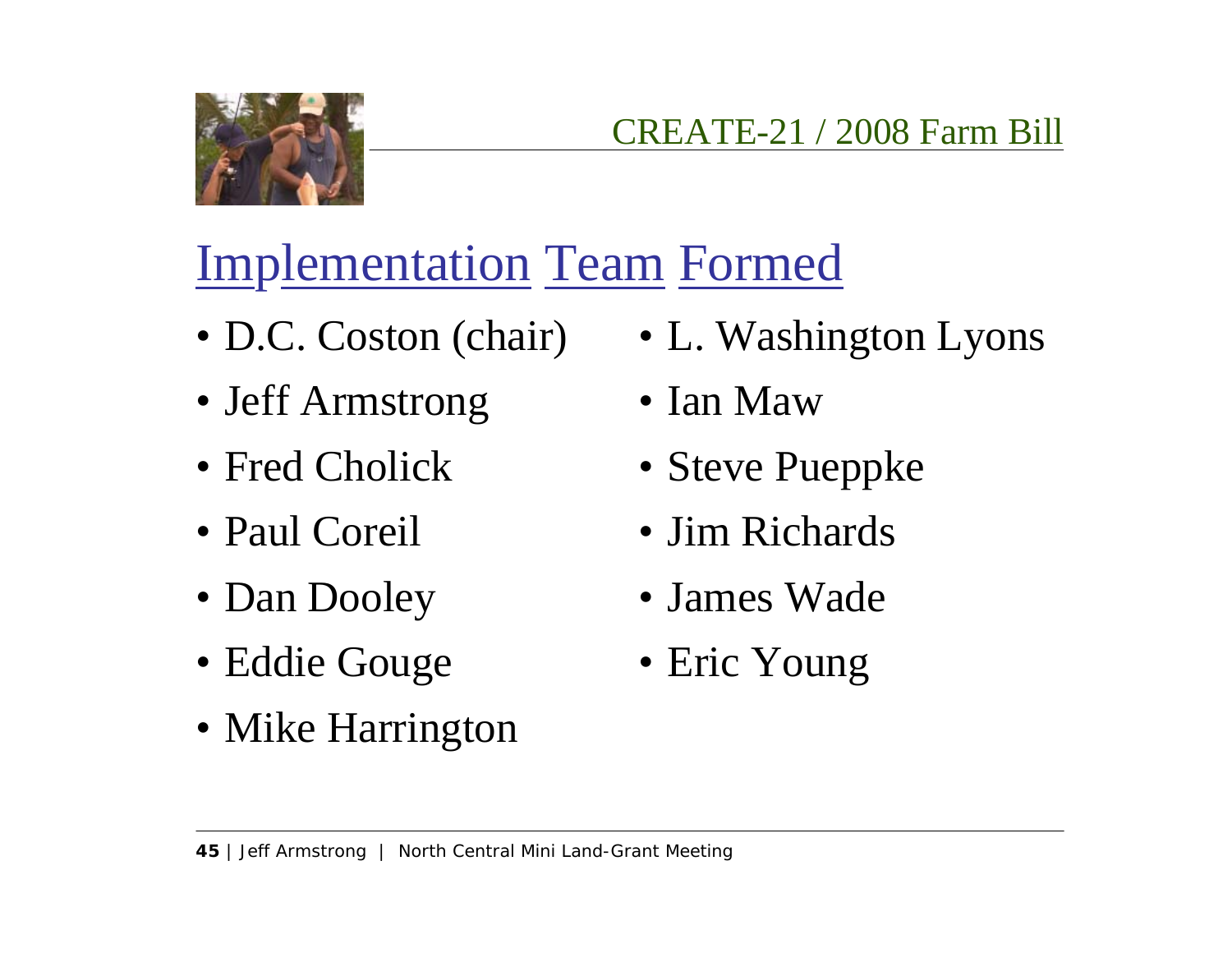CREATE-21 / 2008 Farm Bill

# Implementation Team Formed

- D.C. Coston (chair)
- Jeff Armstrong
- Fred Cholick
- Paul Coreil
- Dan Dooley
- Eddie Gouge
- Mike Harrington
- L. Washington Lyons
- Ian Maw
- Steve Pueppke
- Jim Richards
- James Wade
- Eric Young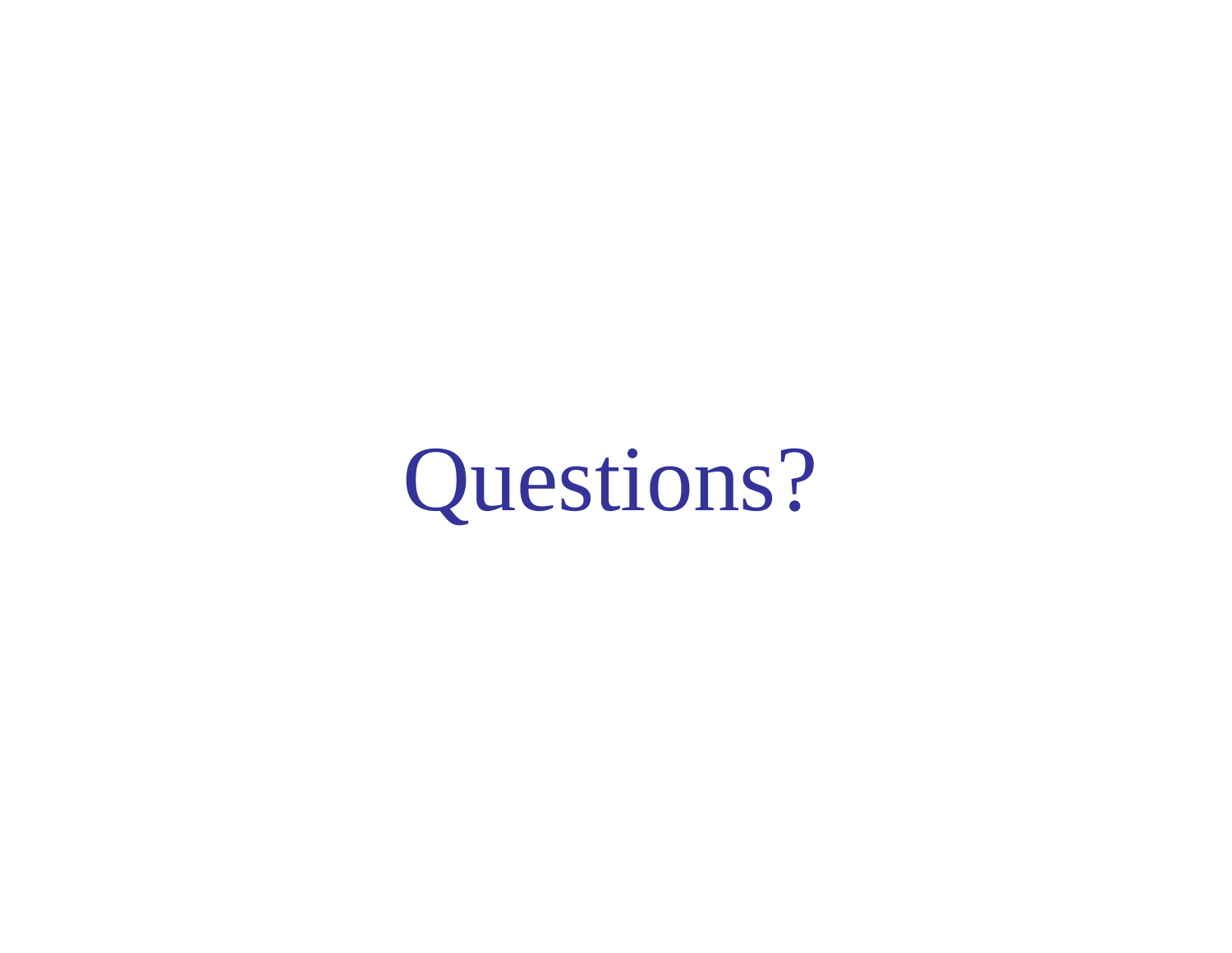# Questions?